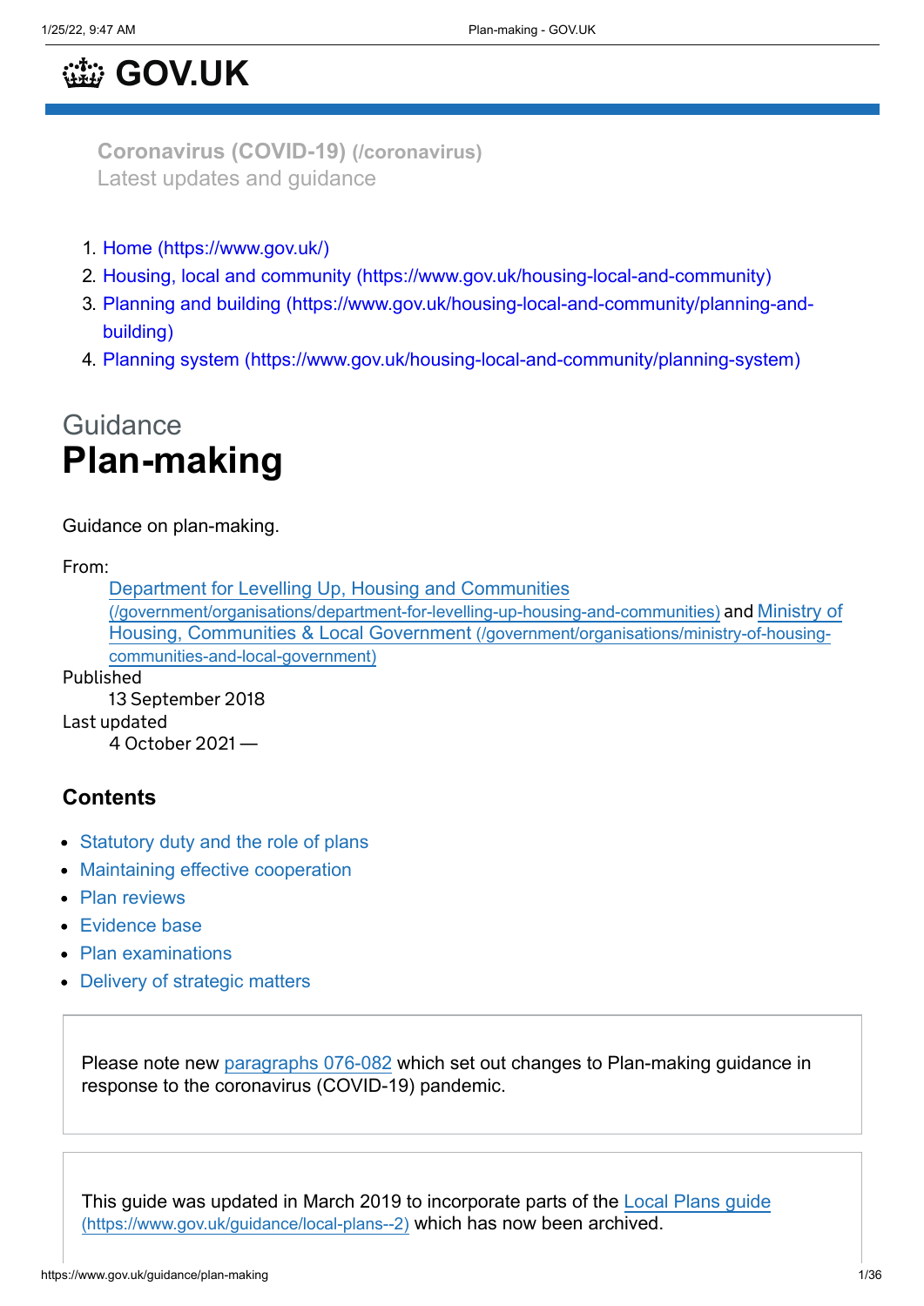# GOV.UK

Coronavirus (COVID-19) (/coronavirus)
Latest updates and guidance

1. Home (https://www.gov.uk/)
2. Housing, local and community (https://www.gov.uk/housing-local-and-community)
3. Planning and building (https://www.gov.uk/housing-local-and-community/planning-and-building)
4. Planning system (https://www.gov.uk/housing-local-and-community/planning-system)

Guidance

# Plan-making

Guidance on plan-making.

From:
Department for Levelling Up, Housing and Communities (/government/organisations/department-for-levelling-up-housing-and-communities) and Ministry of Housing, Communities & Local Government (/government/organisations/ministry-of-housing-communities-and-local-government)

Published
13 September 2018

Last updated
4 October 2021 —

## Contents

- Statutory duty and the role of plans
- Maintaining effective cooperation
- Plan reviews
- Evidence base
- Plan examinations
- Delivery of strategic matters

Please note new paragraphs 076-082 which set out changes to Plan-making guidance in response to the coronavirus (COVID-19) pandemic.

This guide was updated in March 2019 to incorporate parts of the Local Plans guide (https://www.gov.uk/guidance/local-plans--2) which has now been archived.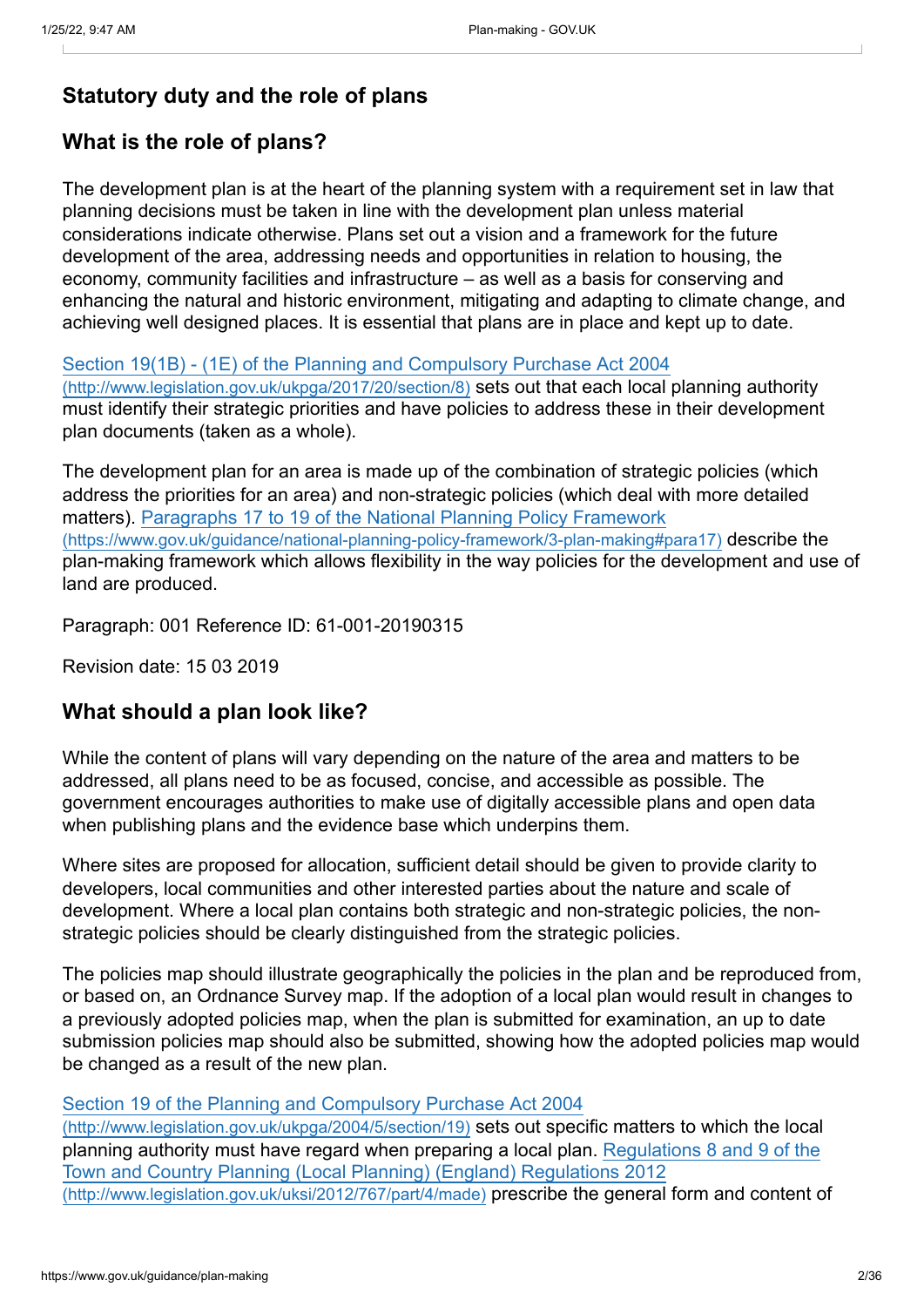## Statutory duty and the role of plans

## What is the role of plans?

The development plan is at the heart of the planning system with a requirement set in law that planning decisions must be taken in line with the development plan unless material considerations indicate otherwise. Plans set out a vision and a framework for the future development of the area, addressing needs and opportunities in relation to housing, the economy, community facilities and infrastructure – as well as a basis for conserving and enhancing the natural and historic environment, mitigating and adapting to climate change, and achieving well designed places. It is essential that plans are in place and kept up to date.

Section 19(1B) - (1E) of the Planning and Compulsory Purchase Act 2004 (http://www.legislation.gov.uk/ukpga/2017/20/section/8) sets out that each local planning authority must identify their strategic priorities and have policies to address these in their development plan documents (taken as a whole).

The development plan for an area is made up of the combination of strategic policies (which address the priorities for an area) and non-strategic policies (which deal with more detailed matters). Paragraphs 17 to 19 of the National Planning Policy Framework (https://www.gov.uk/guidance/national-planning-policy-framework/3-plan-making#para17) describe the plan-making framework which allows flexibility in the way policies for the development and use of land are produced.

Paragraph: 001 Reference ID: 61-001-20190315

Revision date: 15 03 2019

## What should a plan look like?

While the content of plans will vary depending on the nature of the area and matters to be addressed, all plans need to be as focused, concise, and accessible as possible. The government encourages authorities to make use of digitally accessible plans and open data when publishing plans and the evidence base which underpins them.

Where sites are proposed for allocation, sufficient detail should be given to provide clarity to developers, local communities and other interested parties about the nature and scale of development. Where a local plan contains both strategic and non-strategic policies, the non-strategic policies should be clearly distinguished from the strategic policies.

The policies map should illustrate geographically the policies in the plan and be reproduced from, or based on, an Ordnance Survey map. If the adoption of a local plan would result in changes to a previously adopted policies map, when the plan is submitted for examination, an up to date submission policies map should also be submitted, showing how the adopted policies map would be changed as a result of the new plan.

Section 19 of the Planning and Compulsory Purchase Act 2004 (http://www.legislation.gov.uk/ukpga/2004/5/section/19) sets out specific matters to which the local planning authority must have regard when preparing a local plan. Regulations 8 and 9 of the Town and Country Planning (Local Planning) (England) Regulations 2012 (http://www.legislation.gov.uk/uksi/2012/767/part/4/made) prescribe the general form and content of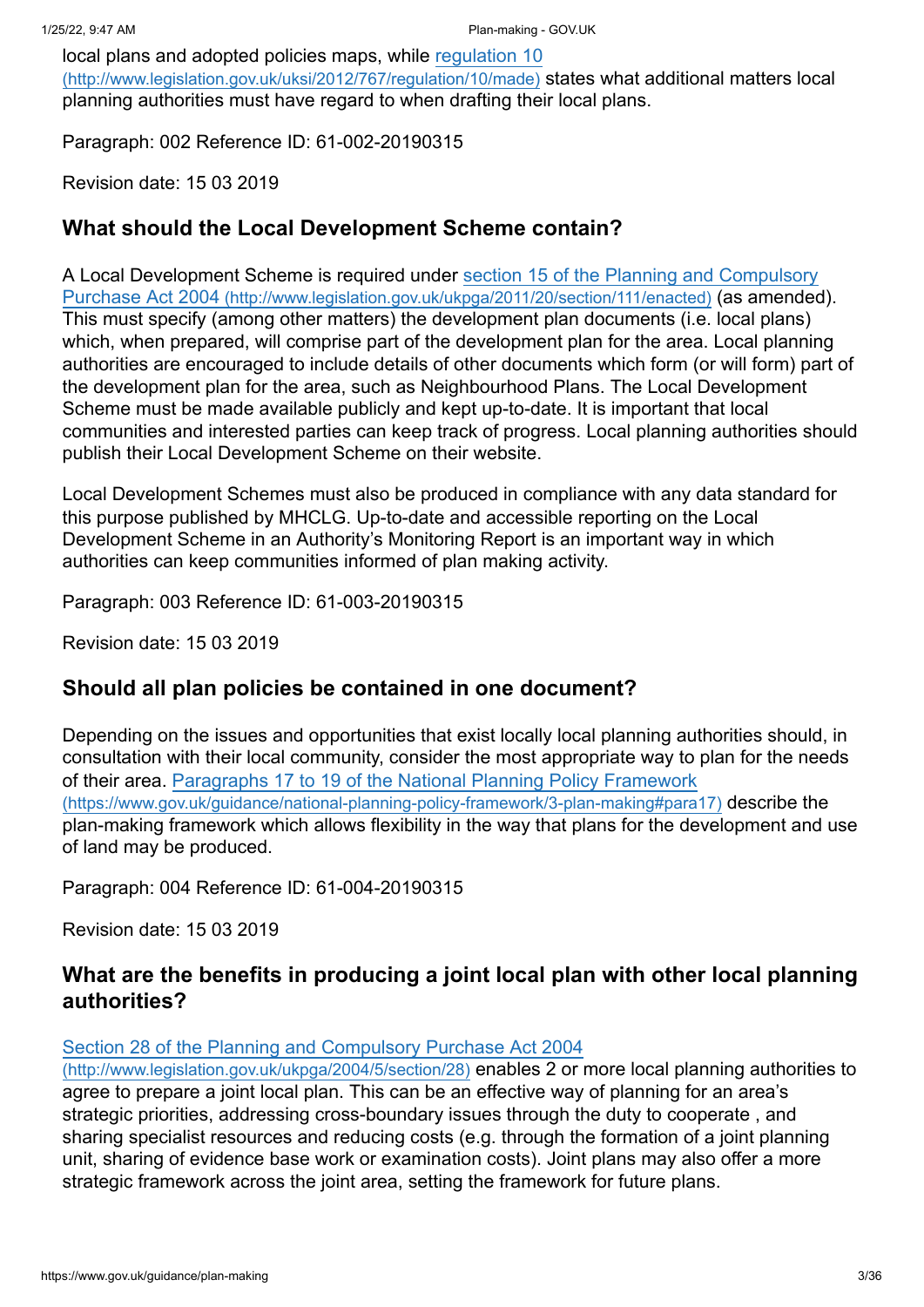local plans and adopted policies maps, while [regulation 10 (http://www.legislation.gov.uk/uksi/2012/767/regulation/10/made)](http://www.legislation.gov.uk/uksi/2012/767/regulation/10/made) states what additional matters local planning authorities must have regard to when drafting their local plans.

Paragraph: 002 Reference ID: 61-002-20190315

Revision date: 15 03 2019

## What should the Local Development Scheme contain?

A Local Development Scheme is required under [section 15 of the Planning and Compulsory Purchase Act 2004 (http://www.legislation.gov.uk/ukpga/2011/20/section/111/enacted)](http://www.legislation.gov.uk/ukpga/2011/20/section/111/enacted) (as amended). This must specify (among other matters) the development plan documents (i.e. local plans) which, when prepared, will comprise part of the development plan for the area. Local planning authorities are encouraged to include details of other documents which form (or will form) part of the development plan for the area, such as Neighbourhood Plans. The Local Development Scheme must be made available publicly and kept up-to-date. It is important that local communities and interested parties can keep track of progress. Local planning authorities should publish their Local Development Scheme on their website.

Local Development Schemes must also be produced in compliance with any data standard for this purpose published by MHCLG. Up-to-date and accessible reporting on the Local Development Scheme in an Authority's Monitoring Report is an important way in which authorities can keep communities informed of plan making activity.

Paragraph: 003 Reference ID: 61-003-20190315

Revision date: 15 03 2019

## Should all plan policies be contained in one document?

Depending on the issues and opportunities that exist locally local planning authorities should, in consultation with their local community, consider the most appropriate way to plan for the needs of their area. [Paragraphs 17 to 19 of the National Planning Policy Framework (https://www.gov.uk/guidance/national-planning-policy-framework/3-plan-making#para17)](https://www.gov.uk/guidance/national-planning-policy-framework/3-plan-making#para17) describe the plan-making framework which allows flexibility in the way that plans for the development and use of land may be produced.

Paragraph: 004 Reference ID: 61-004-20190315

Revision date: 15 03 2019

## What are the benefits in producing a joint local plan with other local planning authorities?

[Section 28 of the Planning and Compulsory Purchase Act 2004 (http://www.legislation.gov.uk/ukpga/2004/5/section/28)](http://www.legislation.gov.uk/ukpga/2004/5/section/28) enables 2 or more local planning authorities to agree to prepare a joint local plan. This can be an effective way of planning for an area's strategic priorities, addressing cross-boundary issues through the duty to cooperate , and sharing specialist resources and reducing costs (e.g. through the formation of a joint planning unit, sharing of evidence base work or examination costs). Joint plans may also offer a more strategic framework across the joint area, setting the framework for future plans.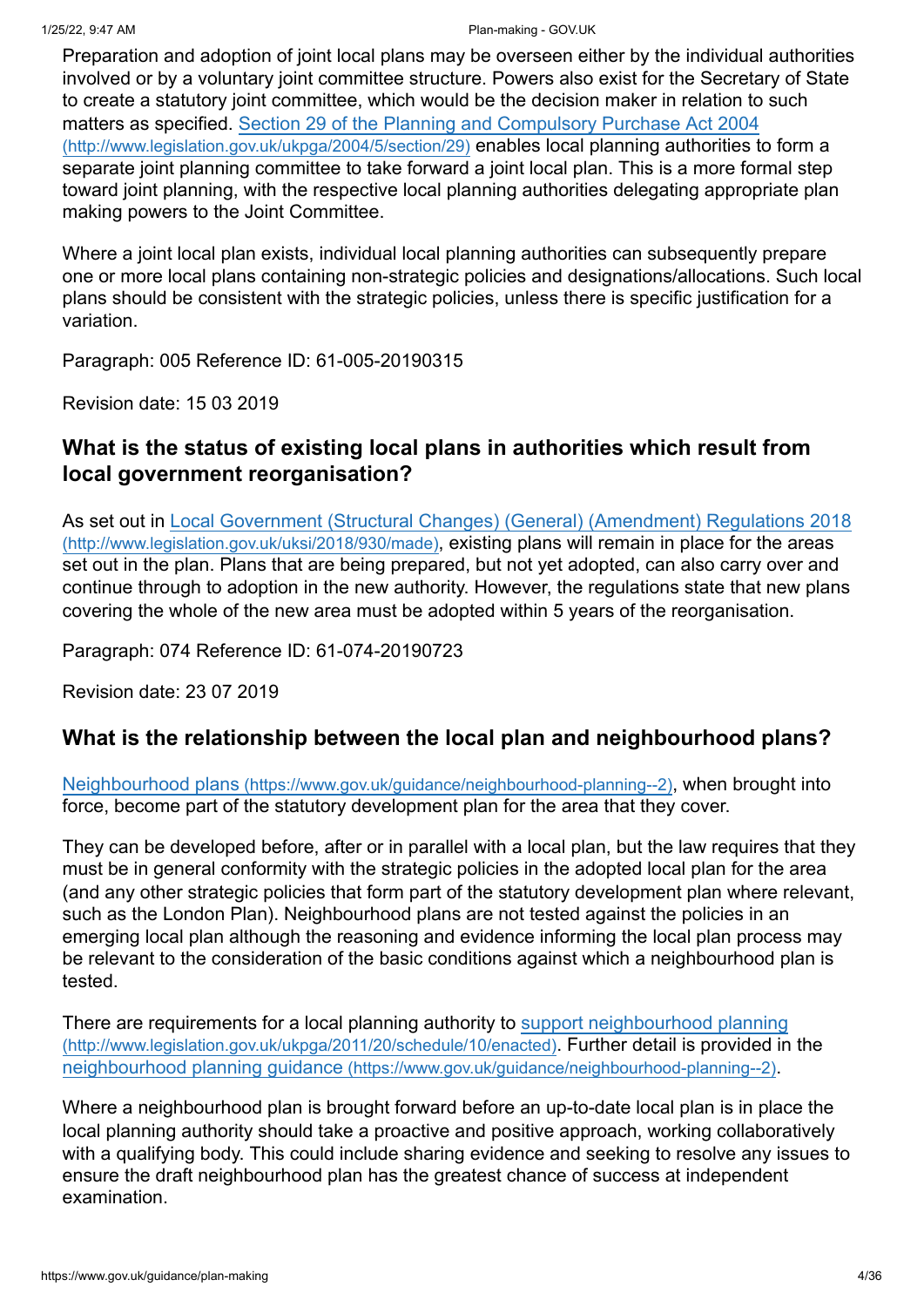Preparation and adoption of joint local plans may be overseen either by the individual authorities involved or by a voluntary joint committee structure. Powers also exist for the Secretary of State to create a statutory joint committee, which would be the decision maker in relation to such matters as specified. [Section 29 of the Planning and Compulsory Purchase Act 2004 (http://www.legislation.gov.uk/ukpga/2004/5/section/29)](http://www.legislation.gov.uk/ukpga/2004/5/section/29) enables local planning authorities to form a separate joint planning committee to take forward a joint local plan. This is a more formal step toward joint planning, with the respective local planning authorities delegating appropriate plan making powers to the Joint Committee.

Where a joint local plan exists, individual local planning authorities can subsequently prepare one or more local plans containing non-strategic policies and designations/allocations. Such local plans should be consistent with the strategic policies, unless there is specific justification for a variation.

Paragraph: 005 Reference ID: 61-005-20190315

Revision date: 15 03 2019

## What is the status of existing local plans in authorities which result from local government reorganisation?

As set out in [Local Government (Structural Changes) (General) (Amendment) Regulations 2018 (http://www.legislation.gov.uk/uksi/2018/930/made)](http://www.legislation.gov.uk/uksi/2018/930/made), existing plans will remain in place for the areas set out in the plan. Plans that are being prepared, but not yet adopted, can also carry over and continue through to adoption in the new authority. However, the regulations state that new plans covering the whole of the new area must be adopted within 5 years of the reorganisation.

Paragraph: 074 Reference ID: 61-074-20190723

Revision date: 23 07 2019

## What is the relationship between the local plan and neighbourhood plans?

[Neighbourhood plans (https://www.gov.uk/guidance/neighbourhood-planning--2)](https://www.gov.uk/guidance/neighbourhood-planning--2), when brought into force, become part of the statutory development plan for the area that they cover.

They can be developed before, after or in parallel with a local plan, but the law requires that they must be in general conformity with the strategic policies in the adopted local plan for the area (and any other strategic policies that form part of the statutory development plan where relevant, such as the London Plan). Neighbourhood plans are not tested against the policies in an emerging local plan although the reasoning and evidence informing the local plan process may be relevant to the consideration of the basic conditions against which a neighbourhood plan is tested.

There are requirements for a local planning authority to [support neighbourhood planning (http://www.legislation.gov.uk/ukpga/2011/20/schedule/10/enacted)](http://www.legislation.gov.uk/ukpga/2011/20/schedule/10/enacted). Further detail is provided in the [neighbourhood planning guidance (https://www.gov.uk/guidance/neighbourhood-planning--2)](https://www.gov.uk/guidance/neighbourhood-planning--2).

Where a neighbourhood plan is brought forward before an up-to-date local plan is in place the local planning authority should take a proactive and positive approach, working collaboratively with a qualifying body. This could include sharing evidence and seeking to resolve any issues to ensure the draft neighbourhood plan has the greatest chance of success at independent examination.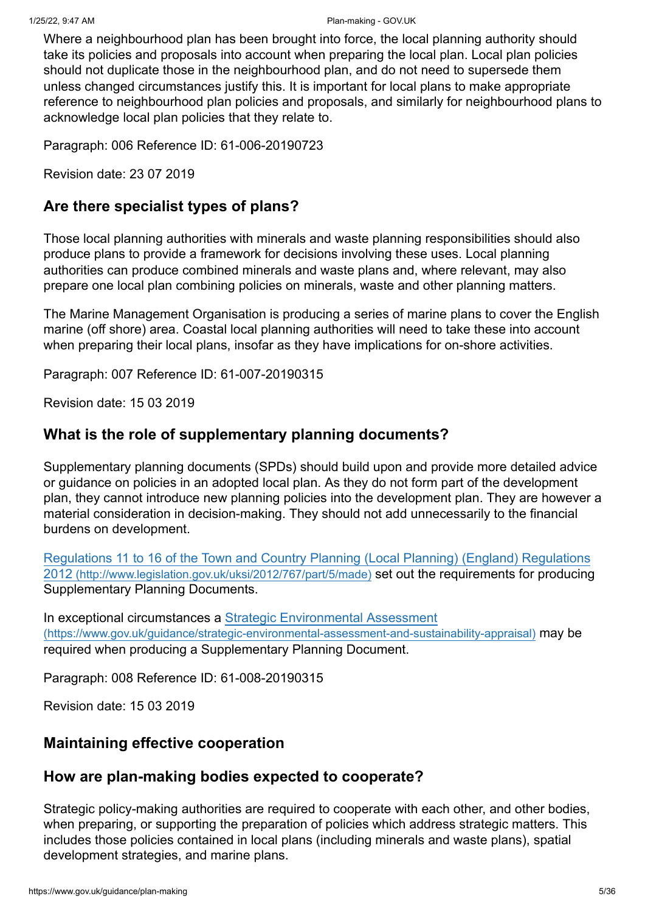Where a neighbourhood plan has been brought into force, the local planning authority should take its policies and proposals into account when preparing the local plan. Local plan policies should not duplicate those in the neighbourhood plan, and do not need to supersede them unless changed circumstances justify this. It is important for local plans to make appropriate reference to neighbourhood plan policies and proposals, and similarly for neighbourhood plans to acknowledge local plan policies that they relate to.

Paragraph: 006 Reference ID: 61-006-20190723

Revision date: 23 07 2019

### Are there specialist types of plans?

Those local planning authorities with minerals and waste planning responsibilities should also produce plans to provide a framework for decisions involving these uses. Local planning authorities can produce combined minerals and waste plans and, where relevant, may also prepare one local plan combining policies on minerals, waste and other planning matters.

The Marine Management Organisation is producing a series of marine plans to cover the English marine (off shore) area. Coastal local planning authorities will need to take these into account when preparing their local plans, insofar as they have implications for on-shore activities.

Paragraph: 007 Reference ID: 61-007-20190315

Revision date: 15 03 2019

### What is the role of supplementary planning documents?

Supplementary planning documents (SPDs) should build upon and provide more detailed advice or guidance on policies in an adopted local plan. As they do not form part of the development plan, they cannot introduce new planning policies into the development plan. They are however a material consideration in decision-making. They should not add unnecessarily to the financial burdens on development.

[Regulations 11 to 16 of the Town and Country Planning (Local Planning) (England) Regulations 2012 (http://www.legislation.gov.uk/uksi/2012/767/part/5/made)](http://www.legislation.gov.uk/uksi/2012/767/part/5/made) set out the requirements for producing Supplementary Planning Documents.

In exceptional circumstances a [Strategic Environmental Assessment (https://www.gov.uk/guidance/strategic-environmental-assessment-and-sustainability-appraisal)](https://www.gov.uk/guidance/strategic-environmental-assessment-and-sustainability-appraisal) may be required when producing a Supplementary Planning Document.

Paragraph: 008 Reference ID: 61-008-20190315

Revision date: 15 03 2019

## Maintaining effective cooperation

### How are plan-making bodies expected to cooperate?

Strategic policy-making authorities are required to cooperate with each other, and other bodies, when preparing, or supporting the preparation of policies which address strategic matters. This includes those policies contained in local plans (including minerals and waste plans), spatial development strategies, and marine plans.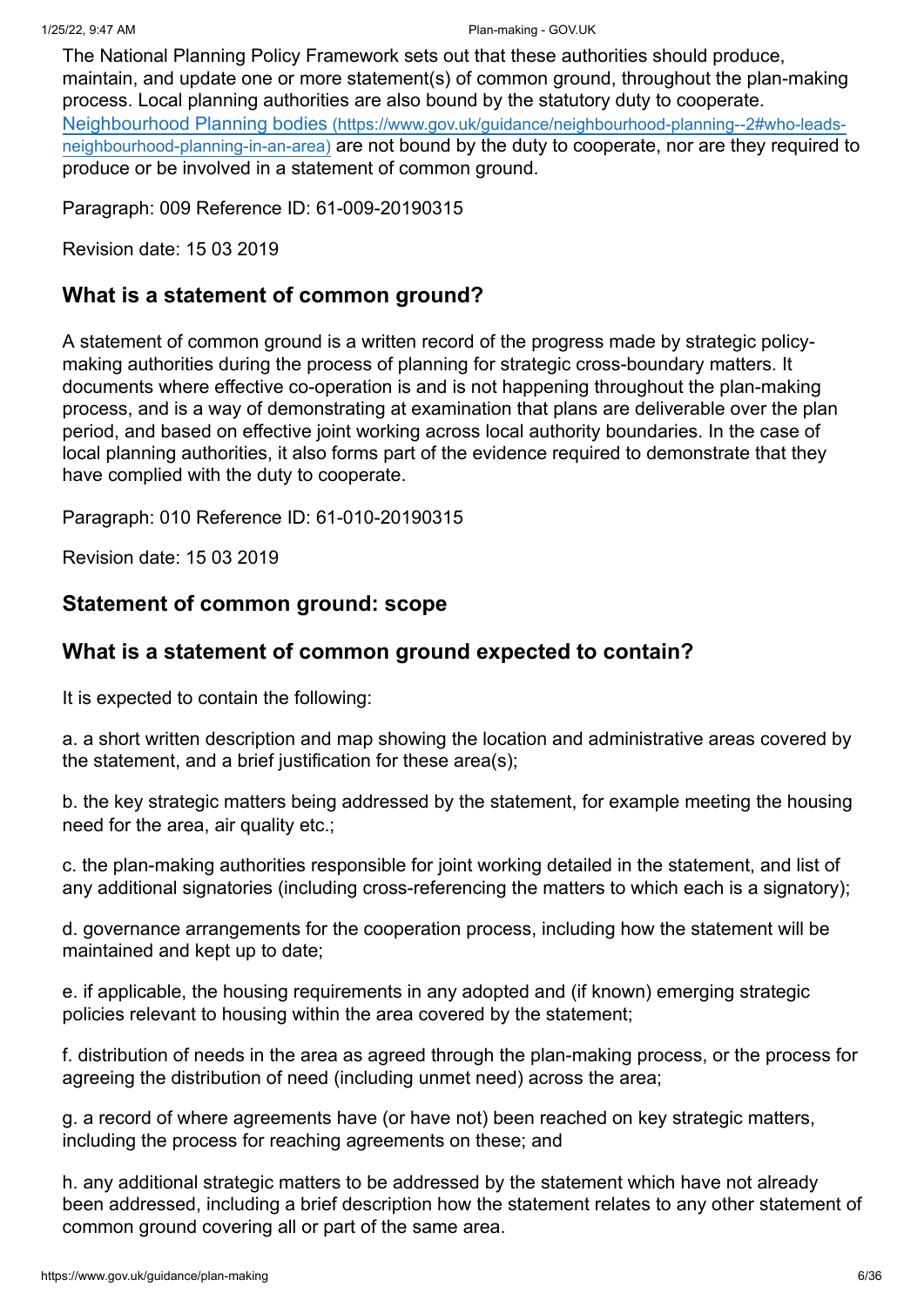The National Planning Policy Framework sets out that these authorities should produce, maintain, and update one or more statement(s) of common ground, throughout the plan-making process. Local planning authorities are also bound by the statutory duty to cooperate. [Neighbourhood Planning bodies (https://www.gov.uk/guidance/neighbourhood-planning--2#who-leads-neighbourhood-planning-in-an-area)](https://www.gov.uk/guidance/neighbourhood-planning--2#who-leads-neighbourhood-planning-in-an-area) are not bound by the duty to cooperate, nor are they required to produce or be involved in a statement of common ground.

Paragraph: 009 Reference ID: 61-009-20190315

Revision date: 15 03 2019

### What is a statement of common ground?

A statement of common ground is a written record of the progress made by strategic policy-making authorities during the process of planning for strategic cross-boundary matters. It documents where effective co-operation is and is not happening throughout the plan-making process, and is a way of demonstrating at examination that plans are deliverable over the plan period, and based on effective joint working across local authority boundaries. In the case of local planning authorities, it also forms part of the evidence required to demonstrate that they have complied with the duty to cooperate.

Paragraph: 010 Reference ID: 61-010-20190315

Revision date: 15 03 2019

### Statement of common ground: scope

### What is a statement of common ground expected to contain?

It is expected to contain the following:

a. a short written description and map showing the location and administrative areas covered by the statement, and a brief justification for these area(s);

b. the key strategic matters being addressed by the statement, for example meeting the housing need for the area, air quality etc.;

c. the plan-making authorities responsible for joint working detailed in the statement, and list of any additional signatories (including cross-referencing the matters to which each is a signatory);

d. governance arrangements for the cooperation process, including how the statement will be maintained and kept up to date;

e. if applicable, the housing requirements in any adopted and (if known) emerging strategic policies relevant to housing within the area covered by the statement;

f. distribution of needs in the area as agreed through the plan-making process, or the process for agreeing the distribution of need (including unmet need) across the area;

g. a record of where agreements have (or have not) been reached on key strategic matters, including the process for reaching agreements on these; and

h. any additional strategic matters to be addressed by the statement which have not already been addressed, including a brief description how the statement relates to any other statement of common ground covering all or part of the same area.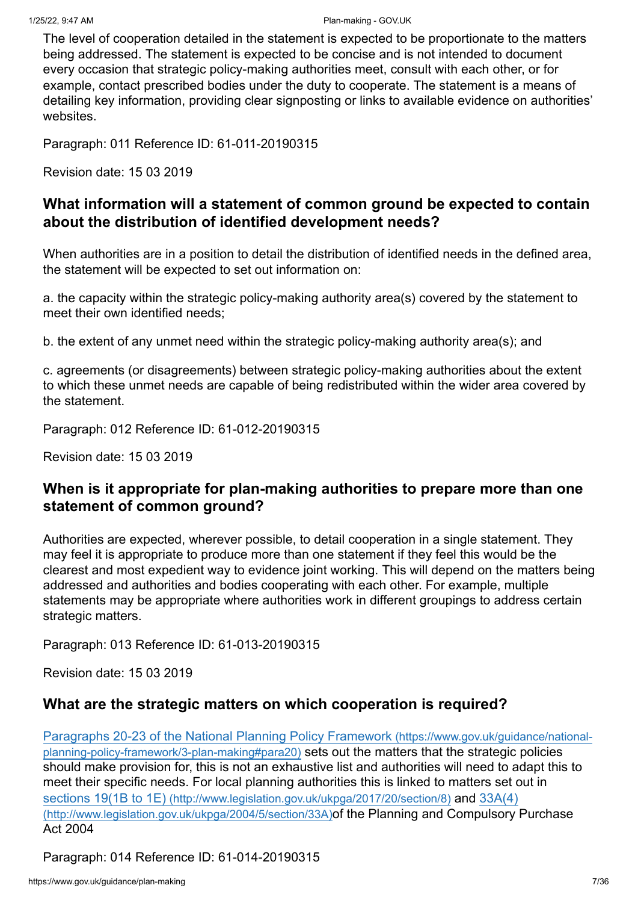The level of cooperation detailed in the statement is expected to be proportionate to the matters being addressed. The statement is expected to be concise and is not intended to document every occasion that strategic policy-making authorities meet, consult with each other, or for example, contact prescribed bodies under the duty to cooperate. The statement is a means of detailing key information, providing clear signposting or links to available evidence on authorities' websites.

Paragraph: 011 Reference ID: 61-011-20190315

Revision date: 15 03 2019

### What information will a statement of common ground be expected to contain about the distribution of identified development needs?

When authorities are in a position to detail the distribution of identified needs in the defined area, the statement will be expected to set out information on:

a. the capacity within the strategic policy-making authority area(s) covered by the statement to meet their own identified needs;

b. the extent of any unmet need within the strategic policy-making authority area(s); and

c. agreements (or disagreements) between strategic policy-making authorities about the extent to which these unmet needs are capable of being redistributed within the wider area covered by the statement.

Paragraph: 012 Reference ID: 61-012-20190315

Revision date: 15 03 2019

### When is it appropriate for plan-making authorities to prepare more than one statement of common ground?

Authorities are expected, wherever possible, to detail cooperation in a single statement. They may feel it is appropriate to produce more than one statement if they feel this would be the clearest and most expedient way to evidence joint working. This will depend on the matters being addressed and authorities and bodies cooperating with each other. For example, multiple statements may be appropriate where authorities work in different groupings to address certain strategic matters.

Paragraph: 013 Reference ID: 61-013-20190315

Revision date: 15 03 2019

### What are the strategic matters on which cooperation is required?

Paragraphs 20-23 of the National Planning Policy Framework (https://www.gov.uk/guidance/national-planning-policy-framework/3-plan-making#para20) sets out the matters that the strategic policies should make provision for, this is not an exhaustive list and authorities will need to adapt this to meet their specific needs. For local planning authorities this is linked to matters set out in sections 19(1B to 1E) (http://www.legislation.gov.uk/ukpga/2017/20/section/8) and 33A(4) (http://www.legislation.gov.uk/ukpga/2004/5/section/33A)of the Planning and Compulsory Purchase Act 2004

Paragraph: 014 Reference ID: 61-014-20190315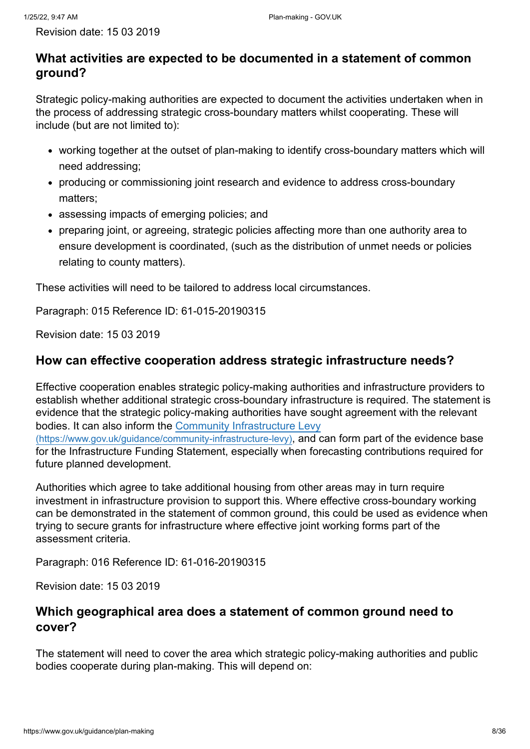Revision date: 15 03 2019

## What activities are expected to be documented in a statement of common ground?

Strategic policy-making authorities are expected to document the activities undertaken when in the process of addressing strategic cross-boundary matters whilst cooperating. These will include (but are not limited to):

- working together at the outset of plan-making to identify cross-boundary matters which will need addressing;
- producing or commissioning joint research and evidence to address cross-boundary matters;
- assessing impacts of emerging policies; and
- preparing joint, or agreeing, strategic policies affecting more than one authority area to ensure development is coordinated, (such as the distribution of unmet needs or policies relating to county matters).

These activities will need to be tailored to address local circumstances.

Paragraph: 015 Reference ID: 61-015-20190315

Revision date: 15 03 2019

## How can effective cooperation address strategic infrastructure needs?

Effective cooperation enables strategic policy-making authorities and infrastructure providers to establish whether additional strategic cross-boundary infrastructure is required. The statement is evidence that the strategic policy-making authorities have sought agreement with the relevant bodies. It can also inform the [Community Infrastructure Levy](https://www.gov.uk/guidance/community-infrastructure-levy) (https://www.gov.uk/guidance/community-infrastructure-levy), and can form part of the evidence base for the Infrastructure Funding Statement, especially when forecasting contributions required for future planned development.

Authorities which agree to take additional housing from other areas may in turn require investment in infrastructure provision to support this. Where effective cross-boundary working can be demonstrated in the statement of common ground, this could be used as evidence when trying to secure grants for infrastructure where effective joint working forms part of the assessment criteria.

Paragraph: 016 Reference ID: 61-016-20190315

Revision date: 15 03 2019

## Which geographical area does a statement of common ground need to cover?

The statement will need to cover the area which strategic policy-making authorities and public bodies cooperate during plan-making. This will depend on: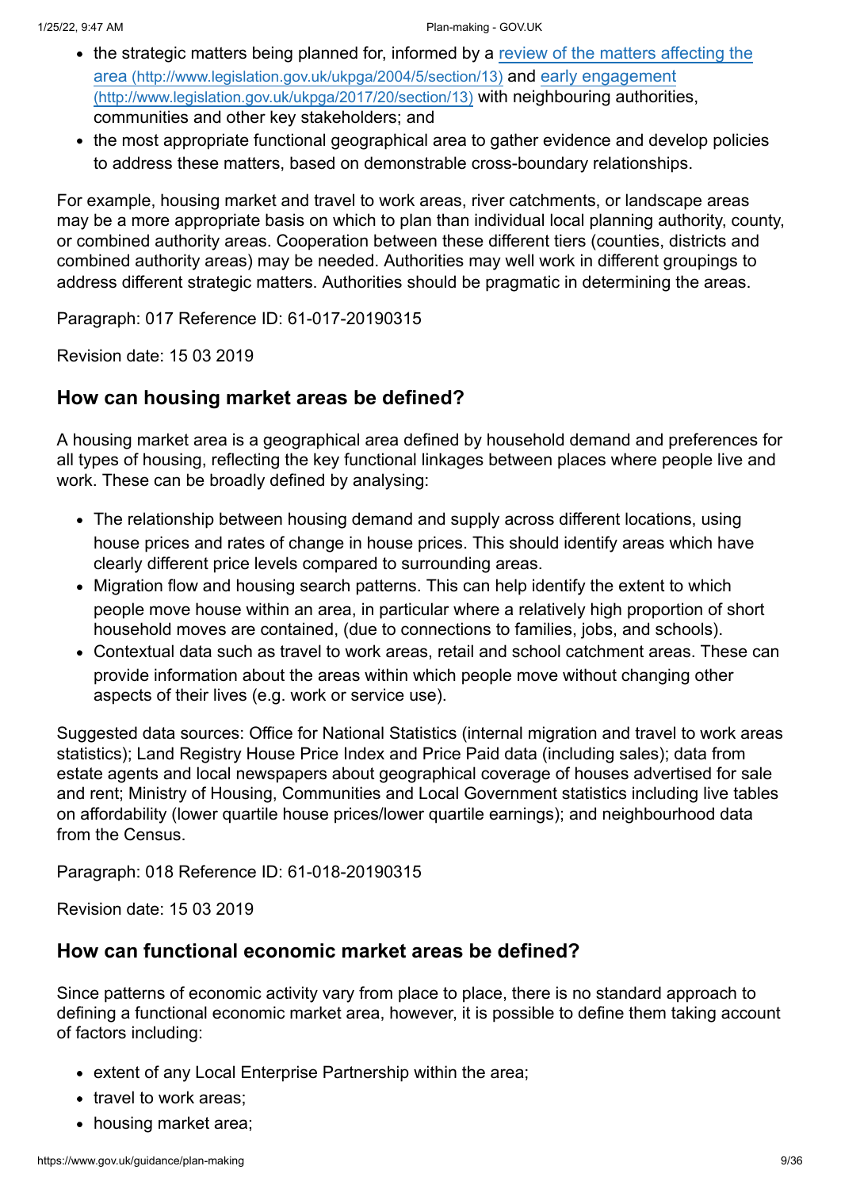- the strategic matters being planned for, informed by a [review of the matters affecting the area (http://www.legislation.gov.uk/ukpga/2004/5/section/13)](http://www.legislation.gov.uk/ukpga/2004/5/section/13) and [early engagement (http://www.legislation.gov.uk/ukpga/2017/20/section/13)](http://www.legislation.gov.uk/ukpga/2017/20/section/13) with neighbouring authorities, communities and other key stakeholders; and
- the most appropriate functional geographical area to gather evidence and develop policies to address these matters, based on demonstrable cross-boundary relationships.

For example, housing market and travel to work areas, river catchments, or landscape areas may be a more appropriate basis on which to plan than individual local planning authority, county, or combined authority areas. Cooperation between these different tiers (counties, districts and combined authority areas) may be needed. Authorities may well work in different groupings to address different strategic matters. Authorities should be pragmatic in determining the areas.

Paragraph: 017 Reference ID: 61-017-20190315

Revision date: 15 03 2019

## How can housing market areas be defined?

A housing market area is a geographical area defined by household demand and preferences for all types of housing, reflecting the key functional linkages between places where people live and work. These can be broadly defined by analysing:

- The relationship between housing demand and supply across different locations, using house prices and rates of change in house prices. This should identify areas which have clearly different price levels compared to surrounding areas.
- Migration flow and housing search patterns. This can help identify the extent to which people move house within an area, in particular where a relatively high proportion of short household moves are contained, (due to connections to families, jobs, and schools).
- Contextual data such as travel to work areas, retail and school catchment areas. These can provide information about the areas within which people move without changing other aspects of their lives (e.g. work or service use).

Suggested data sources: Office for National Statistics (internal migration and travel to work areas statistics); Land Registry House Price Index and Price Paid data (including sales); data from estate agents and local newspapers about geographical coverage of houses advertised for sale and rent; Ministry of Housing, Communities and Local Government statistics including live tables on affordability (lower quartile house prices/lower quartile earnings); and neighbourhood data from the Census.

Paragraph: 018 Reference ID: 61-018-20190315

Revision date: 15 03 2019

## How can functional economic market areas be defined?

Since patterns of economic activity vary from place to place, there is no standard approach to defining a functional economic market area, however, it is possible to define them taking account of factors including:

- extent of any Local Enterprise Partnership within the area;
- travel to work areas;
- housing market area;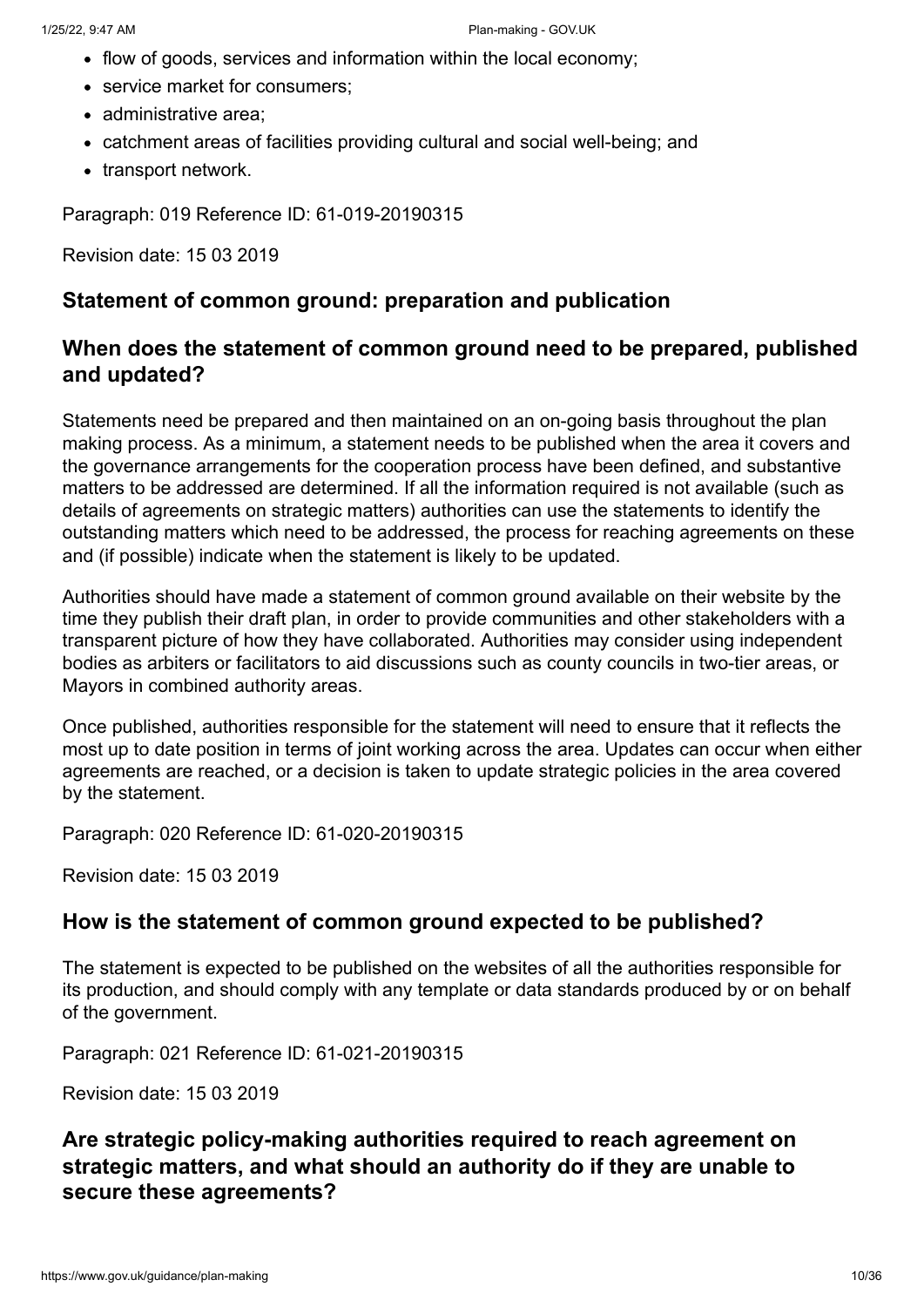- flow of goods, services and information within the local economy;
- service market for consumers;
- administrative area;
- catchment areas of facilities providing cultural and social well-being; and
- transport network.

Paragraph: 019 Reference ID: 61-019-20190315

Revision date: 15 03 2019

### Statement of common ground: preparation and publication

### When does the statement of common ground need to be prepared, published and updated?

Statements need be prepared and then maintained on an on-going basis throughout the plan making process. As a minimum, a statement needs to be published when the area it covers and the governance arrangements for the cooperation process have been defined, and substantive matters to be addressed are determined. If all the information required is not available (such as details of agreements on strategic matters) authorities can use the statements to identify the outstanding matters which need to be addressed, the process for reaching agreements on these and (if possible) indicate when the statement is likely to be updated.

Authorities should have made a statement of common ground available on their website by the time they publish their draft plan, in order to provide communities and other stakeholders with a transparent picture of how they have collaborated. Authorities may consider using independent bodies as arbiters or facilitators to aid discussions such as county councils in two-tier areas, or Mayors in combined authority areas.

Once published, authorities responsible for the statement will need to ensure that it reflects the most up to date position in terms of joint working across the area. Updates can occur when either agreements are reached, or a decision is taken to update strategic policies in the area covered by the statement.

Paragraph: 020 Reference ID: 61-020-20190315

Revision date: 15 03 2019

### How is the statement of common ground expected to be published?

The statement is expected to be published on the websites of all the authorities responsible for its production, and should comply with any template or data standards produced by or on behalf of the government.

Paragraph: 021 Reference ID: 61-021-20190315

Revision date: 15 03 2019

### Are strategic policy-making authorities required to reach agreement on strategic matters, and what should an authority do if they are unable to secure these agreements?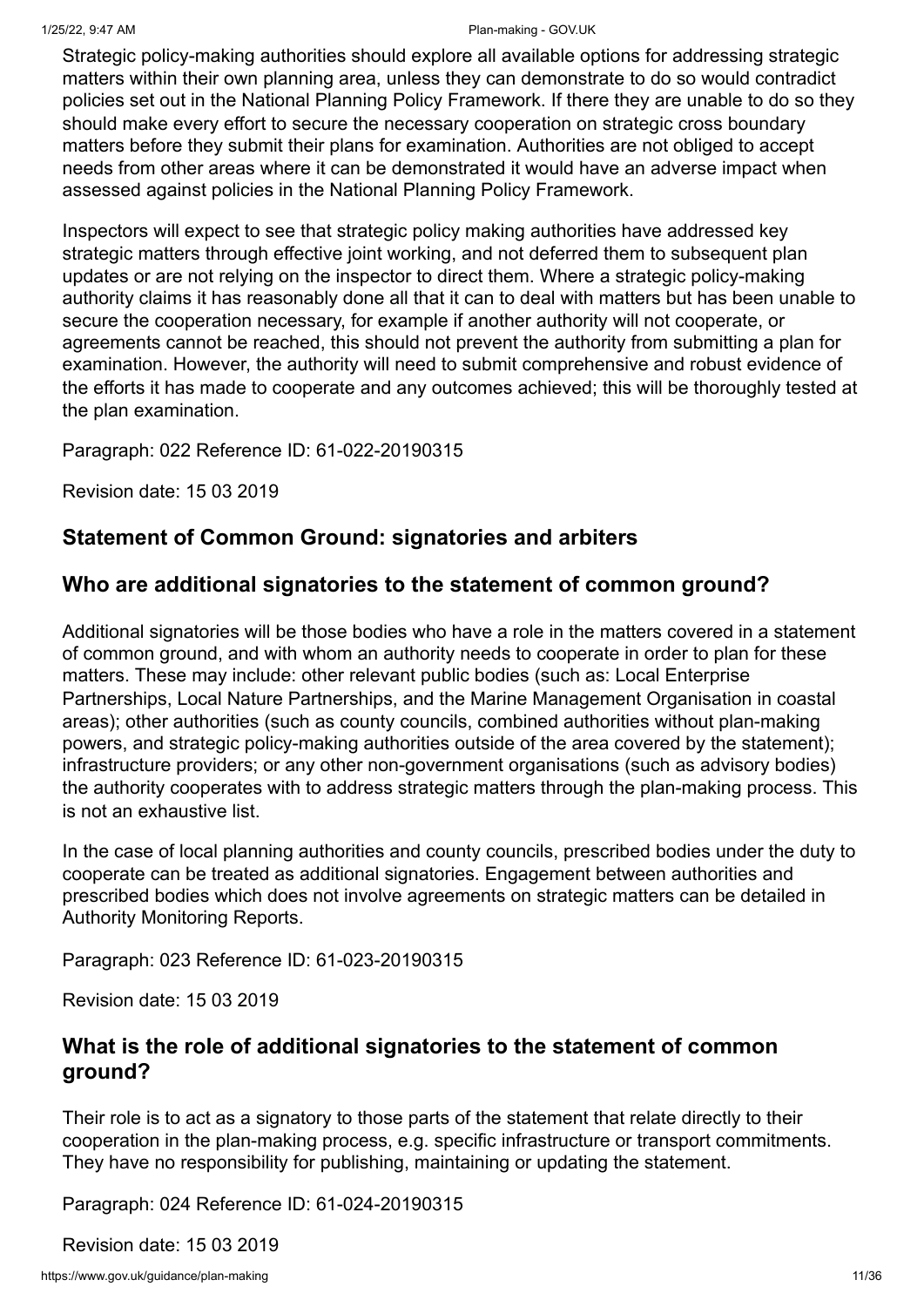Strategic policy-making authorities should explore all available options for addressing strategic matters within their own planning area, unless they can demonstrate to do so would contradict policies set out in the National Planning Policy Framework. If there they are unable to do so they should make every effort to secure the necessary cooperation on strategic cross boundary matters before they submit their plans for examination. Authorities are not obliged to accept needs from other areas where it can be demonstrated it would have an adverse impact when assessed against policies in the National Planning Policy Framework.

Inspectors will expect to see that strategic policy making authorities have addressed key strategic matters through effective joint working, and not deferred them to subsequent plan updates or are not relying on the inspector to direct them. Where a strategic policy-making authority claims it has reasonably done all that it can to deal with matters but has been unable to secure the cooperation necessary, for example if another authority will not cooperate, or agreements cannot be reached, this should not prevent the authority from submitting a plan for examination. However, the authority will need to submit comprehensive and robust evidence of the efforts it has made to cooperate and any outcomes achieved; this will be thoroughly tested at the plan examination.

Paragraph: 022 Reference ID: 61-022-20190315

Revision date: 15 03 2019

## Statement of Common Ground: signatories and arbiters

## Who are additional signatories to the statement of common ground?

Additional signatories will be those bodies who have a role in the matters covered in a statement of common ground, and with whom an authority needs to cooperate in order to plan for these matters. These may include: other relevant public bodies (such as: Local Enterprise Partnerships, Local Nature Partnerships, and the Marine Management Organisation in coastal areas); other authorities (such as county councils, combined authorities without plan-making powers, and strategic policy-making authorities outside of the area covered by the statement); infrastructure providers; or any other non-government organisations (such as advisory bodies) the authority cooperates with to address strategic matters through the plan-making process. This is not an exhaustive list.

In the case of local planning authorities and county councils, prescribed bodies under the duty to cooperate can be treated as additional signatories. Engagement between authorities and prescribed bodies which does not involve agreements on strategic matters can be detailed in Authority Monitoring Reports.

Paragraph: 023 Reference ID: 61-023-20190315

Revision date: 15 03 2019

## What is the role of additional signatories to the statement of common ground?

Their role is to act as a signatory to those parts of the statement that relate directly to their cooperation in the plan-making process, e.g. specific infrastructure or transport commitments. They have no responsibility for publishing, maintaining or updating the statement.

Paragraph: 024 Reference ID: 61-024-20190315

Revision date: 15 03 2019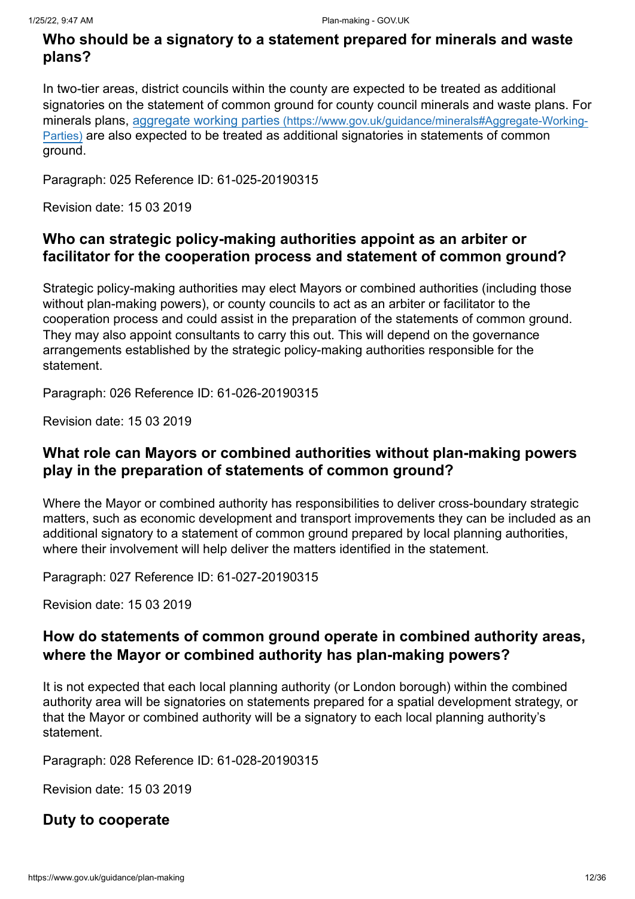### Who should be a signatory to a statement prepared for minerals and waste plans?

In two-tier areas, district councils within the county are expected to be treated as additional signatories on the statement of common ground for county council minerals and waste plans. For minerals plans, [aggregate working parties (https://www.gov.uk/guidance/minerals#Aggregate-Working-Parties)](https://www.gov.uk/guidance/minerals#Aggregate-Working-Parties) are also expected to be treated as additional signatories in statements of common ground.

Paragraph: 025 Reference ID: 61-025-20190315

Revision date: 15 03 2019

### Who can strategic policy-making authorities appoint as an arbiter or facilitator for the cooperation process and statement of common ground?

Strategic policy-making authorities may elect Mayors or combined authorities (including those without plan-making powers), or county councils to act as an arbiter or facilitator to the cooperation process and could assist in the preparation of the statements of common ground. They may also appoint consultants to carry this out. This will depend on the governance arrangements established by the strategic policy-making authorities responsible for the statement.

Paragraph: 026 Reference ID: 61-026-20190315

Revision date: 15 03 2019

### What role can Mayors or combined authorities without plan-making powers play in the preparation of statements of common ground?

Where the Mayor or combined authority has responsibilities to deliver cross-boundary strategic matters, such as economic development and transport improvements they can be included as an additional signatory to a statement of common ground prepared by local planning authorities, where their involvement will help deliver the matters identified in the statement.

Paragraph: 027 Reference ID: 61-027-20190315

Revision date: 15 03 2019

### How do statements of common ground operate in combined authority areas, where the Mayor or combined authority has plan-making powers?

It is not expected that each local planning authority (or London borough) within the combined authority area will be signatories on statements prepared for a spatial development strategy, or that the Mayor or combined authority will be a signatory to each local planning authority's statement.

Paragraph: 028 Reference ID: 61-028-20190315

Revision date: 15 03 2019

## Duty to cooperate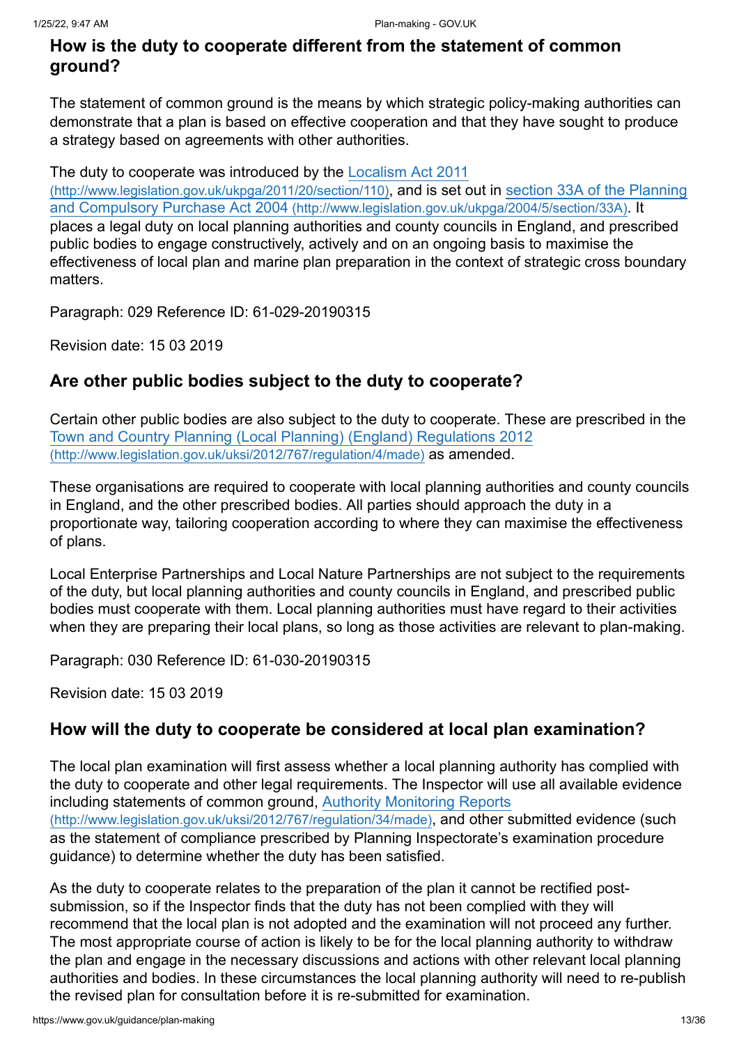## How is the duty to cooperate different from the statement of common ground?

The statement of common ground is the means by which strategic policy-making authorities can demonstrate that a plan is based on effective cooperation and that they have sought to produce a strategy based on agreements with other authorities.

The duty to cooperate was introduced by the Localism Act 2011 (http://www.legislation.gov.uk/ukpga/2011/20/section/110), and is set out in section 33A of the Planning and Compulsory Purchase Act 2004 (http://www.legislation.gov.uk/ukpga/2004/5/section/33A). It places a legal duty on local planning authorities and county councils in England, and prescribed public bodies to engage constructively, actively and on an ongoing basis to maximise the effectiveness of local plan and marine plan preparation in the context of strategic cross boundary matters.

Paragraph: 029 Reference ID: 61-029-20190315

Revision date: 15 03 2019

## Are other public bodies subject to the duty to cooperate?

Certain other public bodies are also subject to the duty to cooperate. These are prescribed in the Town and Country Planning (Local Planning) (England) Regulations 2012 (http://www.legislation.gov.uk/uksi/2012/767/regulation/4/made) as amended.

These organisations are required to cooperate with local planning authorities and county councils in England, and the other prescribed bodies. All parties should approach the duty in a proportionate way, tailoring cooperation according to where they can maximise the effectiveness of plans.

Local Enterprise Partnerships and Local Nature Partnerships are not subject to the requirements of the duty, but local planning authorities and county councils in England, and prescribed public bodies must cooperate with them. Local planning authorities must have regard to their activities when they are preparing their local plans, so long as those activities are relevant to plan-making.

Paragraph: 030 Reference ID: 61-030-20190315

Revision date: 15 03 2019

## How will the duty to cooperate be considered at local plan examination?

The local plan examination will first assess whether a local planning authority has complied with the duty to cooperate and other legal requirements. The Inspector will use all available evidence including statements of common ground, Authority Monitoring Reports (http://www.legislation.gov.uk/uksi/2012/767/regulation/34/made), and other submitted evidence (such as the statement of compliance prescribed by Planning Inspectorate's examination procedure guidance) to determine whether the duty has been satisfied.

As the duty to cooperate relates to the preparation of the plan it cannot be rectified post-submission, so if the Inspector finds that the duty has not been complied with they will recommend that the local plan is not adopted and the examination will not proceed any further. The most appropriate course of action is likely to be for the local planning authority to withdraw the plan and engage in the necessary discussions and actions with other relevant local planning authorities and bodies. In these circumstances the local planning authority will need to re-publish the revised plan for consultation before it is re-submitted for examination.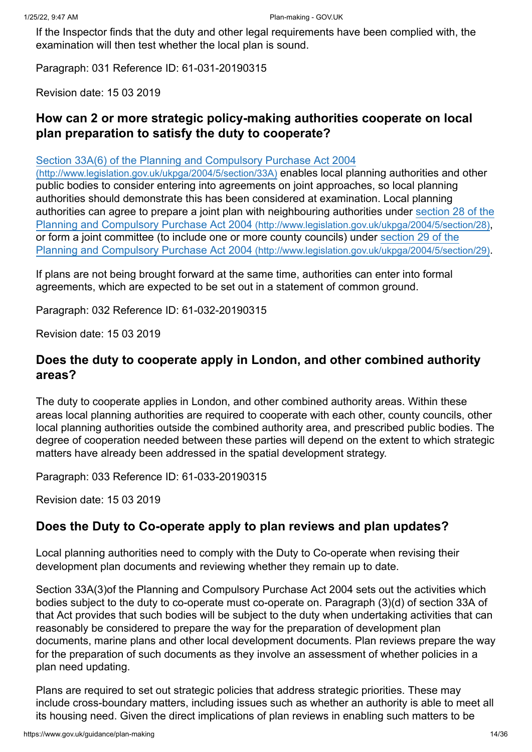If the Inspector finds that the duty and other legal requirements have been complied with, the examination will then test whether the local plan is sound.

Paragraph: 031 Reference ID: 61-031-20190315

Revision date: 15 03 2019

### How can 2 or more strategic policy-making authorities cooperate on local plan preparation to satisfy the duty to cooperate?

[Section 33A(6) of the Planning and Compulsory Purchase Act 2004 (http://www.legislation.gov.uk/ukpga/2004/5/section/33A)](http://www.legislation.gov.uk/ukpga/2004/5/section/33A) enables local planning authorities and other public bodies to consider entering into agreements on joint approaches, so local planning authorities should demonstrate this has been considered at examination. Local planning authorities can agree to prepare a joint plan with neighbouring authorities under [section 28 of the Planning and Compulsory Purchase Act 2004 (http://www.legislation.gov.uk/ukpga/2004/5/section/28)](http://www.legislation.gov.uk/ukpga/2004/5/section/28), or form a joint committee (to include one or more county councils) under [section 29 of the Planning and Compulsory Purchase Act 2004 (http://www.legislation.gov.uk/ukpga/2004/5/section/29)](http://www.legislation.gov.uk/ukpga/2004/5/section/29).

If plans are not being brought forward at the same time, authorities can enter into formal agreements, which are expected to be set out in a statement of common ground.

Paragraph: 032 Reference ID: 61-032-20190315

Revision date: 15 03 2019

### Does the duty to cooperate apply in London, and other combined authority areas?

The duty to cooperate applies in London, and other combined authority areas. Within these areas local planning authorities are required to cooperate with each other, county councils, other local planning authorities outside the combined authority area, and prescribed public bodies. The degree of cooperation needed between these parties will depend on the extent to which strategic matters have already been addressed in the spatial development strategy.

Paragraph: 033 Reference ID: 61-033-20190315

Revision date: 15 03 2019

### Does the Duty to Co-operate apply to plan reviews and plan updates?

Local planning authorities need to comply with the Duty to Co-operate when revising their development plan documents and reviewing whether they remain up to date.

Section 33A(3)of the Planning and Compulsory Purchase Act 2004 sets out the activities which bodies subject to the duty to co-operate must co-operate on. Paragraph (3)(d) of section 33A of that Act provides that such bodies will be subject to the duty when undertaking activities that can reasonably be considered to prepare the way for the preparation of development plan documents, marine plans and other local development documents. Plan reviews prepare the way for the preparation of such documents as they involve an assessment of whether policies in a plan need updating.

Plans are required to set out strategic policies that address strategic priorities. These may include cross-boundary matters, including issues such as whether an authority is able to meet all its housing need. Given the direct implications of plan reviews in enabling such matters to be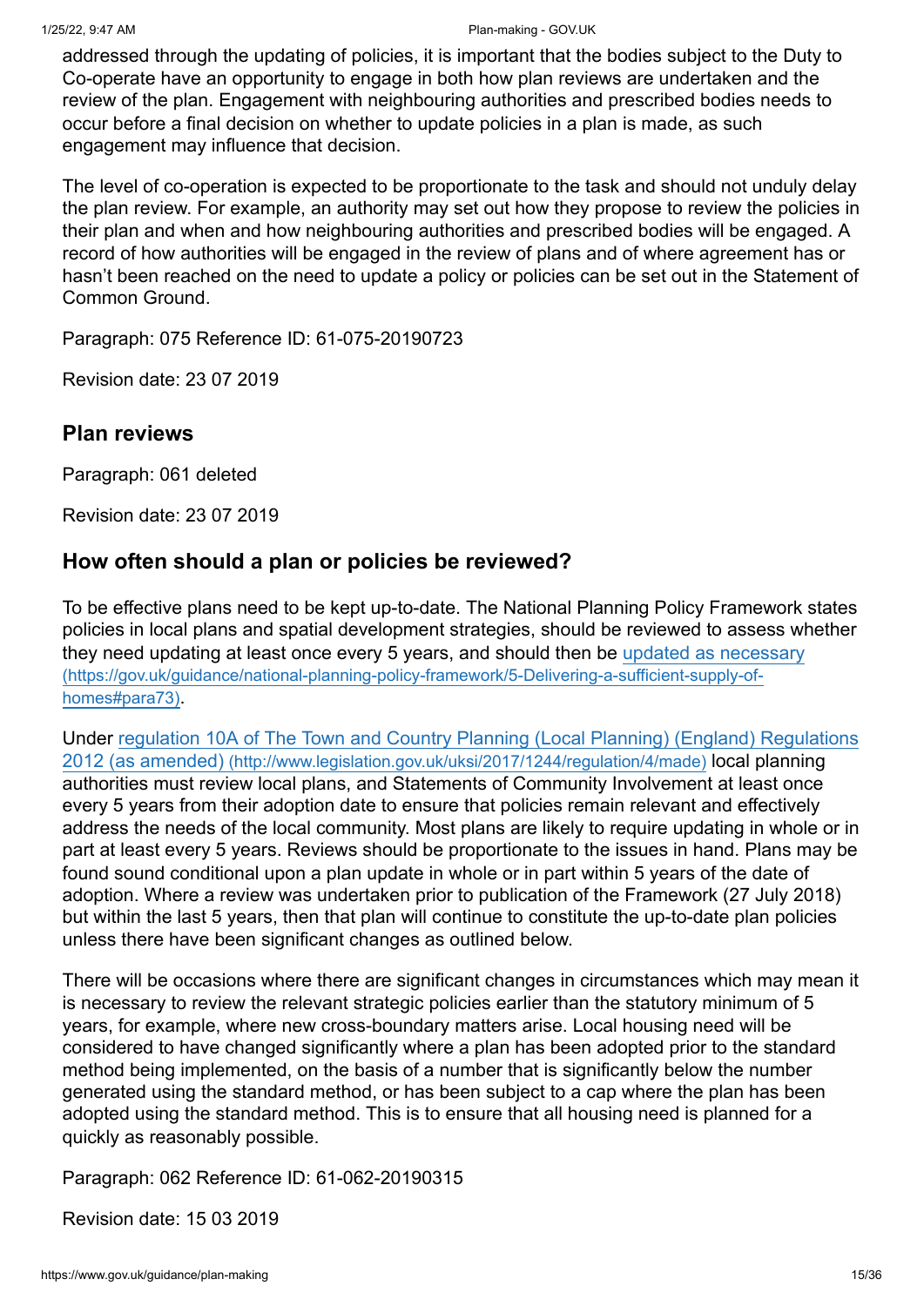addressed through the updating of policies, it is important that the bodies subject to the Duty to Co-operate have an opportunity to engage in both how plan reviews are undertaken and the review of the plan. Engagement with neighbouring authorities and prescribed bodies needs to occur before a final decision on whether to update policies in a plan is made, as such engagement may influence that decision.

The level of co-operation is expected to be proportionate to the task and should not unduly delay the plan review. For example, an authority may set out how they propose to review the policies in their plan and when and how neighbouring authorities and prescribed bodies will be engaged. A record of how authorities will be engaged in the review of plans and of where agreement has or hasn't been reached on the need to update a policy or policies can be set out in the Statement of Common Ground.

Paragraph: 075 Reference ID: 61-075-20190723

Revision date: 23 07 2019

## Plan reviews

Paragraph: 061 deleted

Revision date: 23 07 2019

## How often should a plan or policies be reviewed?

To be effective plans need to be kept up-to-date. The National Planning Policy Framework states policies in local plans and spatial development strategies, should be reviewed to assess whether they need updating at least once every 5 years, and should then be [updated as necessary (https://gov.uk/guidance/national-planning-policy-framework/5-Delivering-a-sufficient-supply-of-homes#para73)](https://gov.uk/guidance/national-planning-policy-framework/5-Delivering-a-sufficient-supply-of-homes#para73).

Under [regulation 10A of The Town and Country Planning (Local Planning) (England) Regulations 2012 (as amended) (http://www.legislation.gov.uk/uksi/2017/1244/regulation/4/made)](http://www.legislation.gov.uk/uksi/2017/1244/regulation/4/made) local planning authorities must review local plans, and Statements of Community Involvement at least once every 5 years from their adoption date to ensure that policies remain relevant and effectively address the needs of the local community. Most plans are likely to require updating in whole or in part at least every 5 years. Reviews should be proportionate to the issues in hand. Plans may be found sound conditional upon a plan update in whole or in part within 5 years of the date of adoption. Where a review was undertaken prior to publication of the Framework (27 July 2018) but within the last 5 years, then that plan will continue to constitute the up-to-date plan policies unless there have been significant changes as outlined below.

There will be occasions where there are significant changes in circumstances which may mean it is necessary to review the relevant strategic policies earlier than the statutory minimum of 5 years, for example, where new cross-boundary matters arise. Local housing need will be considered to have changed significantly where a plan has been adopted prior to the standard method being implemented, on the basis of a number that is significantly below the number generated using the standard method, or has been subject to a cap where the plan has been adopted using the standard method. This is to ensure that all housing need is planned for a quickly as reasonably possible.

Paragraph: 062 Reference ID: 61-062-20190315

Revision date: 15 03 2019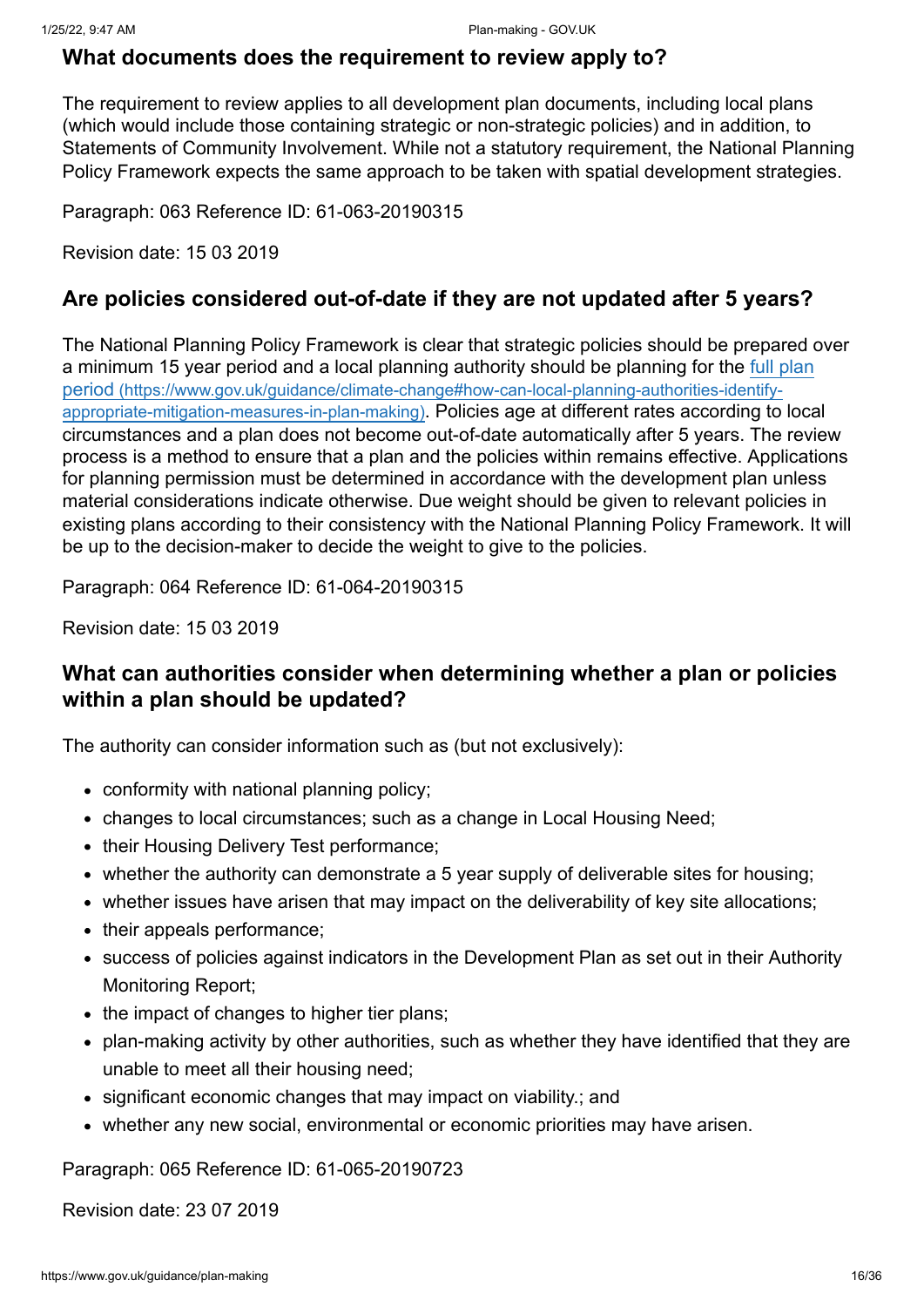## What documents does the requirement to review apply to?

The requirement to review applies to all development plan documents, including local plans (which would include those containing strategic or non-strategic policies) and in addition, to Statements of Community Involvement. While not a statutory requirement, the National Planning Policy Framework expects the same approach to be taken with spatial development strategies.

Paragraph: 063 Reference ID: 61-063-20190315

Revision date: 15 03 2019

## Are policies considered out-of-date if they are not updated after 5 years?

The National Planning Policy Framework is clear that strategic policies should be prepared over a minimum 15 year period and a local planning authority should be planning for the [full plan period (https://www.gov.uk/guidance/climate-change#how-can-local-planning-authorities-identify-appropriate-mitigation-measures-in-plan-making)](https://www.gov.uk/guidance/climate-change#how-can-local-planning-authorities-identify-appropriate-mitigation-measures-in-plan-making). Policies age at different rates according to local circumstances and a plan does not become out-of-date automatically after 5 years. The review process is a method to ensure that a plan and the policies within remains effective. Applications for planning permission must be determined in accordance with the development plan unless material considerations indicate otherwise. Due weight should be given to relevant policies in existing plans according to their consistency with the National Planning Policy Framework. It will be up to the decision-maker to decide the weight to give to the policies.

Paragraph: 064 Reference ID: 61-064-20190315

Revision date: 15 03 2019

## What can authorities consider when determining whether a plan or policies within a plan should be updated?

The authority can consider information such as (but not exclusively):

- conformity with national planning policy;
- changes to local circumstances; such as a change in Local Housing Need;
- their Housing Delivery Test performance;
- whether the authority can demonstrate a 5 year supply of deliverable sites for housing;
- whether issues have arisen that may impact on the deliverability of key site allocations;
- their appeals performance;
- success of policies against indicators in the Development Plan as set out in their Authority Monitoring Report;
- the impact of changes to higher tier plans;
- plan-making activity by other authorities, such as whether they have identified that they are unable to meet all their housing need;
- significant economic changes that may impact on viability.; and
- whether any new social, environmental or economic priorities may have arisen.

Paragraph: 065 Reference ID: 61-065-20190723

Revision date: 23 07 2019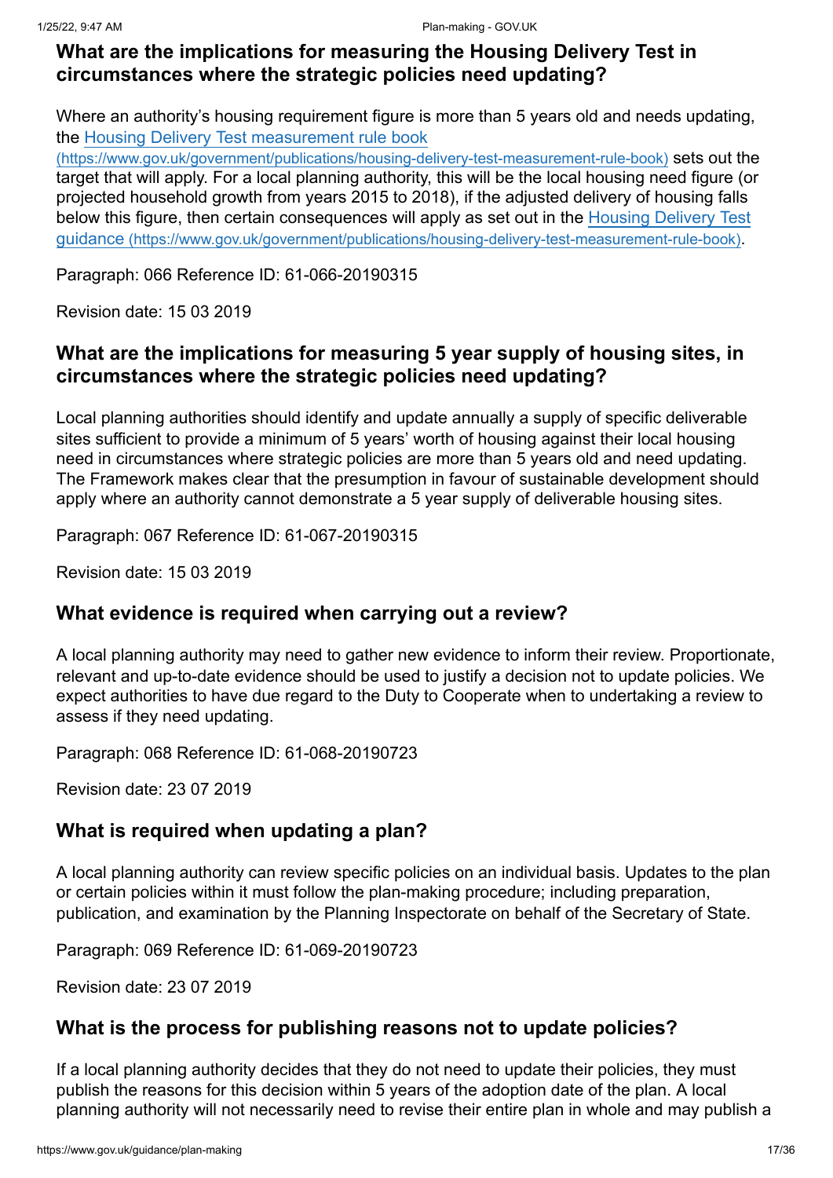### What are the implications for measuring the Housing Delivery Test in circumstances where the strategic policies need updating?

Where an authority's housing requirement figure is more than 5 years old and needs updating, the [Housing Delivery Test measurement rule book (https://www.gov.uk/government/publications/housing-delivery-test-measurement-rule-book)](https://www.gov.uk/government/publications/housing-delivery-test-measurement-rule-book) sets out the target that will apply. For a local planning authority, this will be the local housing need figure (or projected household growth from years 2015 to 2018), if the adjusted delivery of housing falls below this figure, then certain consequences will apply as set out in the [Housing Delivery Test guidance (https://www.gov.uk/government/publications/housing-delivery-test-measurement-rule-book)](https://www.gov.uk/government/publications/housing-delivery-test-measurement-rule-book).

Paragraph: 066 Reference ID: 61-066-20190315

Revision date: 15 03 2019

### What are the implications for measuring 5 year supply of housing sites, in circumstances where the strategic policies need updating?

Local planning authorities should identify and update annually a supply of specific deliverable sites sufficient to provide a minimum of 5 years' worth of housing against their local housing need in circumstances where strategic policies are more than 5 years old and need updating. The Framework makes clear that the presumption in favour of sustainable development should apply where an authority cannot demonstrate a 5 year supply of deliverable housing sites.

Paragraph: 067 Reference ID: 61-067-20190315

Revision date: 15 03 2019

### What evidence is required when carrying out a review?

A local planning authority may need to gather new evidence to inform their review. Proportionate, relevant and up-to-date evidence should be used to justify a decision not to update policies. We expect authorities to have due regard to the Duty to Cooperate when to undertaking a review to assess if they need updating.

Paragraph: 068 Reference ID: 61-068-20190723

Revision date: 23 07 2019

### What is required when updating a plan?

A local planning authority can review specific policies on an individual basis. Updates to the plan or certain policies within it must follow the plan-making procedure; including preparation, publication, and examination by the Planning Inspectorate on behalf of the Secretary of State.

Paragraph: 069 Reference ID: 61-069-20190723

Revision date: 23 07 2019

### What is the process for publishing reasons not to update policies?

If a local planning authority decides that they do not need to update their policies, they must publish the reasons for this decision within 5 years of the adoption date of the plan. A local planning authority will not necessarily need to revise their entire plan in whole and may publish a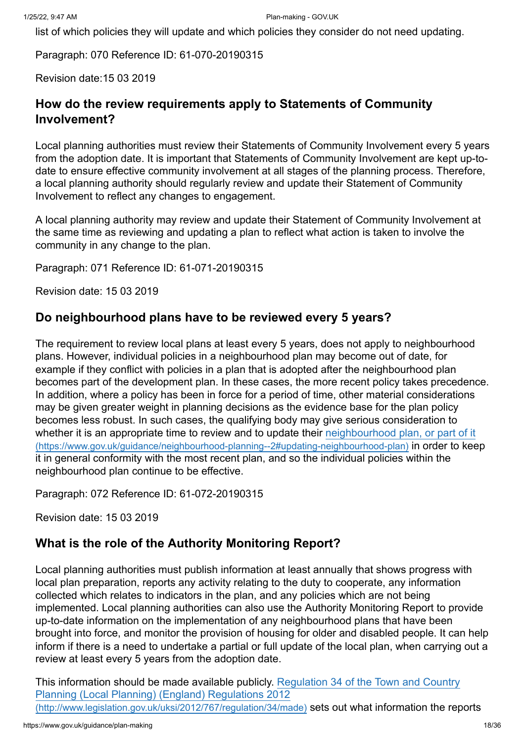list of which policies they will update and which policies they consider do not need updating.

Paragraph: 070 Reference ID: 61-070-20190315

Revision date:15 03 2019

## How do the review requirements apply to Statements of Community Involvement?

Local planning authorities must review their Statements of Community Involvement every 5 years from the adoption date. It is important that Statements of Community Involvement are kept up-to-date to ensure effective community involvement at all stages of the planning process. Therefore, a local planning authority should regularly review and update their Statement of Community Involvement to reflect any changes to engagement.

A local planning authority may review and update their Statement of Community Involvement at the same time as reviewing and updating a plan to reflect what action is taken to involve the community in any change to the plan.

Paragraph: 071 Reference ID: 61-071-20190315

Revision date: 15 03 2019

## Do neighbourhood plans have to be reviewed every 5 years?

The requirement to review local plans at least every 5 years, does not apply to neighbourhood plans. However, individual policies in a neighbourhood plan may become out of date, for example if they conflict with policies in a plan that is adopted after the neighbourhood plan becomes part of the development plan. In these cases, the more recent policy takes precedence. In addition, where a policy has been in force for a period of time, other material considerations may be given greater weight in planning decisions as the evidence base for the plan policy becomes less robust. In such cases, the qualifying body may give serious consideration to whether it is an appropriate time to review and to update their [neighbourhood plan, or part of it (https://www.gov.uk/guidance/neighbourhood-planning--2#updating-neighbourhood-plan)](https://www.gov.uk/guidance/neighbourhood-planning--2#updating-neighbourhood-plan) in order to keep it in general conformity with the most recent plan, and so the individual policies within the neighbourhood plan continue to be effective.

Paragraph: 072 Reference ID: 61-072-20190315

Revision date: 15 03 2019

## What is the role of the Authority Monitoring Report?

Local planning authorities must publish information at least annually that shows progress with local plan preparation, reports any activity relating to the duty to cooperate, any information collected which relates to indicators in the plan, and any policies which are not being implemented. Local planning authorities can also use the Authority Monitoring Report to provide up-to-date information on the implementation of any neighbourhood plans that have been brought into force, and monitor the provision of housing for older and disabled people. It can help inform if there is a need to undertake a partial or full update of the local plan, when carrying out a review at least every 5 years from the adoption date.

This information should be made available publicly. [Regulation 34 of the Town and Country Planning (Local Planning) (England) Regulations 2012 (http://www.legislation.gov.uk/uksi/2012/767/regulation/34/made)](http://www.legislation.gov.uk/uksi/2012/767/regulation/34/made) sets out what information the reports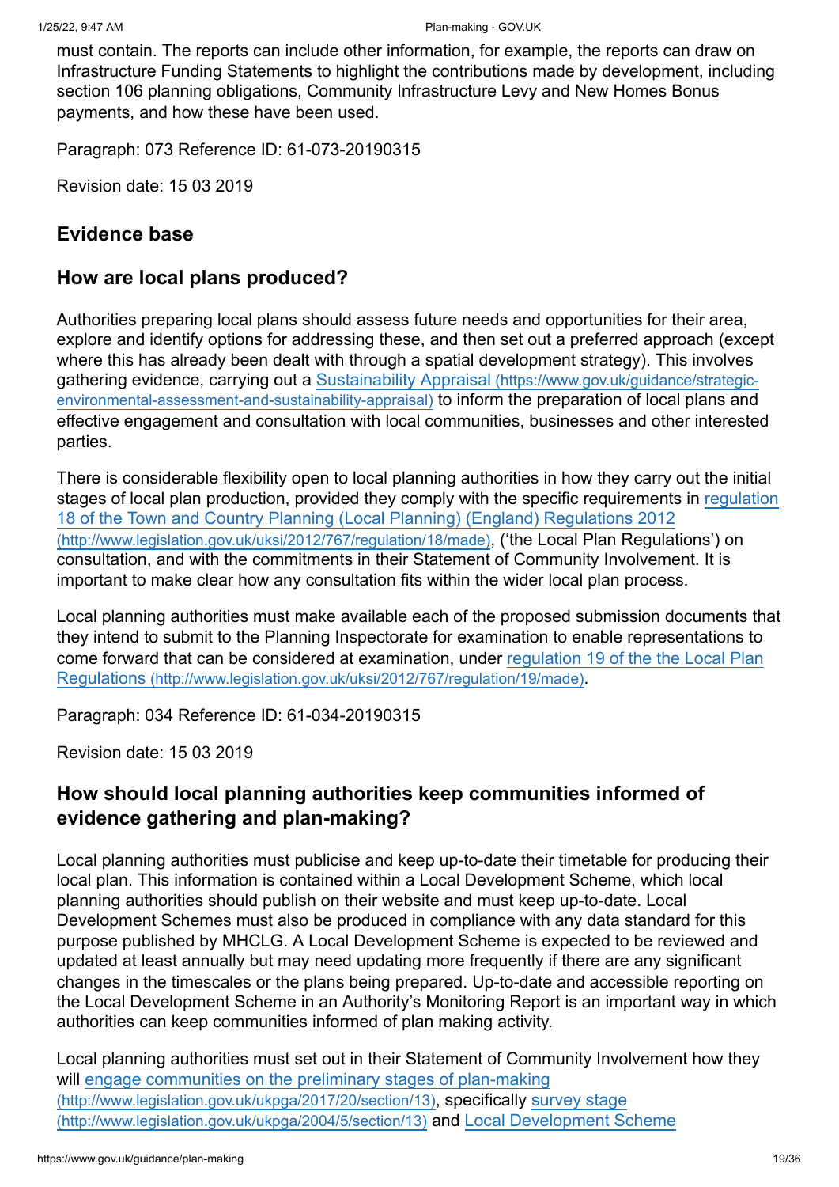must contain. The reports can include other information, for example, the reports can draw on Infrastructure Funding Statements to highlight the contributions made by development, including section 106 planning obligations, Community Infrastructure Levy and New Homes Bonus payments, and how these have been used.

Paragraph: 073 Reference ID: 61-073-20190315

Revision date: 15 03 2019

## Evidence base

## How are local plans produced?

Authorities preparing local plans should assess future needs and opportunities for their area, explore and identify options for addressing these, and then set out a preferred approach (except where this has already been dealt with through a spatial development strategy). This involves gathering evidence, carrying out a [Sustainability Appraisal (https://www.gov.uk/guidance/strategic-environmental-assessment-and-sustainability-appraisal)](https://www.gov.uk/guidance/strategic-environmental-assessment-and-sustainability-appraisal) to inform the preparation of local plans and effective engagement and consultation with local communities, businesses and other interested parties.

There is considerable flexibility open to local planning authorities in how they carry out the initial stages of local plan production, provided they comply with the specific requirements in [regulation 18 of the Town and Country Planning (Local Planning) (England) Regulations 2012 (http://www.legislation.gov.uk/uksi/2012/767/regulation/18/made)](http://www.legislation.gov.uk/uksi/2012/767/regulation/18/made), ('the Local Plan Regulations') on consultation, and with the commitments in their Statement of Community Involvement. It is important to make clear how any consultation fits within the wider local plan process.

Local planning authorities must make available each of the proposed submission documents that they intend to submit to the Planning Inspectorate for examination to enable representations to come forward that can be considered at examination, under [regulation 19 of the the Local Plan Regulations (http://www.legislation.gov.uk/uksi/2012/767/regulation/19/made)](http://www.legislation.gov.uk/uksi/2012/767/regulation/19/made).

Paragraph: 034 Reference ID: 61-034-20190315

Revision date: 15 03 2019

## How should local planning authorities keep communities informed of evidence gathering and plan-making?

Local planning authorities must publicise and keep up-to-date their timetable for producing their local plan. This information is contained within a Local Development Scheme, which local planning authorities should publish on their website and must keep up-to-date. Local Development Schemes must also be produced in compliance with any data standard for this purpose published by MHCLG. A Local Development Scheme is expected to be reviewed and updated at least annually but may need updating more frequently if there are any significant changes in the timescales or the plans being prepared. Up-to-date and accessible reporting on the Local Development Scheme in an Authority's Monitoring Report is an important way in which authorities can keep communities informed of plan making activity.

Local planning authorities must set out in their Statement of Community Involvement how they will [engage communities on the preliminary stages of plan-making (http://www.legislation.gov.uk/ukpga/2017/20/section/13)](http://www.legislation.gov.uk/ukpga/2017/20/section/13), specifically [survey stage (http://www.legislation.gov.uk/ukpga/2004/5/section/13)](http://www.legislation.gov.uk/ukpga/2004/5/section/13) and Local Development Scheme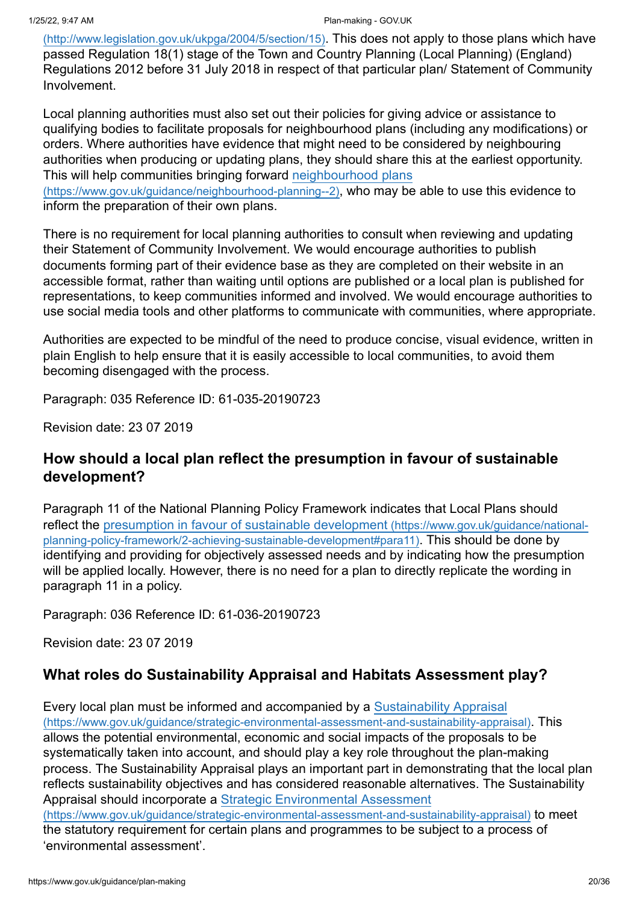(http://www.legislation.gov.uk/ukpga/2004/5/section/15). This does not apply to those plans which have passed Regulation 18(1) stage of the Town and Country Planning (Local Planning) (England) Regulations 2012 before 31 July 2018 in respect of that particular plan/ Statement of Community Involvement.

Local planning authorities must also set out their policies for giving advice or assistance to qualifying bodies to facilitate proposals for neighbourhood plans (including any modifications) or orders. Where authorities have evidence that might need to be considered by neighbouring authorities when producing or updating plans, they should share this at the earliest opportunity. This will help communities bringing forward [neighbourhood plans (https://www.gov.uk/guidance/neighbourhood-planning--2)](https://www.gov.uk/guidance/neighbourhood-planning--2), who may be able to use this evidence to inform the preparation of their own plans.

There is no requirement for local planning authorities to consult when reviewing and updating their Statement of Community Involvement. We would encourage authorities to publish documents forming part of their evidence base as they are completed on their website in an accessible format, rather than waiting until options are published or a local plan is published for representations, to keep communities informed and involved. We would encourage authorities to use social media tools and other platforms to communicate with communities, where appropriate.

Authorities are expected to be mindful of the need to produce concise, visual evidence, written in plain English to help ensure that it is easily accessible to local communities, to avoid them becoming disengaged with the process.

Paragraph: 035 Reference ID: 61-035-20190723

Revision date: 23 07 2019

## How should a local plan reflect the presumption in favour of sustainable development?

Paragraph 11 of the National Planning Policy Framework indicates that Local Plans should reflect the [presumption in favour of sustainable development (https://www.gov.uk/guidance/national-planning-policy-framework/2-achieving-sustainable-development#para11)](https://www.gov.uk/guidance/national-planning-policy-framework/2-achieving-sustainable-development#para11). This should be done by identifying and providing for objectively assessed needs and by indicating how the presumption will be applied locally. However, there is no need for a plan to directly replicate the wording in paragraph 11 in a policy.

Paragraph: 036 Reference ID: 61-036-20190723

Revision date: 23 07 2019

## What roles do Sustainability Appraisal and Habitats Assessment play?

Every local plan must be informed and accompanied by a [Sustainability Appraisal (https://www.gov.uk/guidance/strategic-environmental-assessment-and-sustainability-appraisal)](https://www.gov.uk/guidance/strategic-environmental-assessment-and-sustainability-appraisal). This allows the potential environmental, economic and social impacts of the proposals to be systematically taken into account, and should play a key role throughout the plan-making process. The Sustainability Appraisal plays an important part in demonstrating that the local plan reflects sustainability objectives and has considered reasonable alternatives. The Sustainability Appraisal should incorporate a [Strategic Environmental Assessment (https://www.gov.uk/guidance/strategic-environmental-assessment-and-sustainability-appraisal)](https://www.gov.uk/guidance/strategic-environmental-assessment-and-sustainability-appraisal) to meet the statutory requirement for certain plans and programmes to be subject to a process of 'environmental assessment'.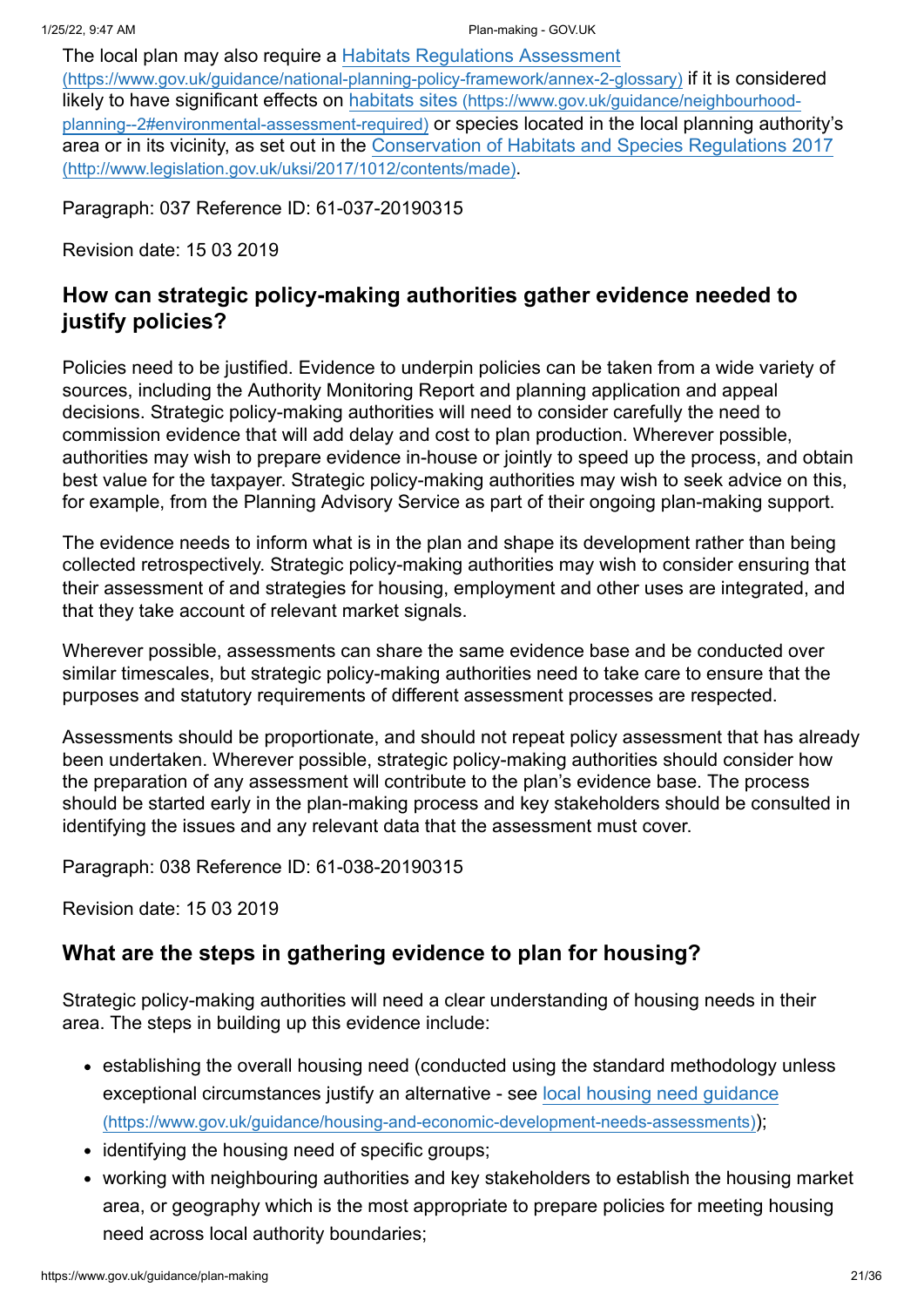The local plan may also require a Habitats Regulations Assessment (https://www.gov.uk/guidance/national-planning-policy-framework/annex-2-glossary) if it is considered likely to have significant effects on habitats sites (https://www.gov.uk/guidance/neighbourhood-planning--2#environmental-assessment-required) or species located in the local planning authority's area or in its vicinity, as set out in the Conservation of Habitats and Species Regulations 2017 (http://www.legislation.gov.uk/uksi/2017/1012/contents/made).

Paragraph: 037 Reference ID: 61-037-20190315

Revision date: 15 03 2019

## How can strategic policy-making authorities gather evidence needed to justify policies?

Policies need to be justified. Evidence to underpin policies can be taken from a wide variety of sources, including the Authority Monitoring Report and planning application and appeal decisions. Strategic policy-making authorities will need to consider carefully the need to commission evidence that will add delay and cost to plan production. Wherever possible, authorities may wish to prepare evidence in-house or jointly to speed up the process, and obtain best value for the taxpayer. Strategic policy-making authorities may wish to seek advice on this, for example, from the Planning Advisory Service as part of their ongoing plan-making support.

The evidence needs to inform what is in the plan and shape its development rather than being collected retrospectively. Strategic policy-making authorities may wish to consider ensuring that their assessment of and strategies for housing, employment and other uses are integrated, and that they take account of relevant market signals.

Wherever possible, assessments can share the same evidence base and be conducted over similar timescales, but strategic policy-making authorities need to take care to ensure that the purposes and statutory requirements of different assessment processes are respected.

Assessments should be proportionate, and should not repeat policy assessment that has already been undertaken. Wherever possible, strategic policy-making authorities should consider how the preparation of any assessment will contribute to the plan's evidence base. The process should be started early in the plan-making process and key stakeholders should be consulted in identifying the issues and any relevant data that the assessment must cover.

Paragraph: 038 Reference ID: 61-038-20190315

Revision date: 15 03 2019

## What are the steps in gathering evidence to plan for housing?

Strategic policy-making authorities will need a clear understanding of housing needs in their area. The steps in building up this evidence include:

- establishing the overall housing need (conducted using the standard methodology unless exceptional circumstances justify an alternative - see local housing need guidance (https://www.gov.uk/guidance/housing-and-economic-development-needs-assessments));
- identifying the housing need of specific groups;
- working with neighbouring authorities and key stakeholders to establish the housing market area, or geography which is the most appropriate to prepare policies for meeting housing need across local authority boundaries;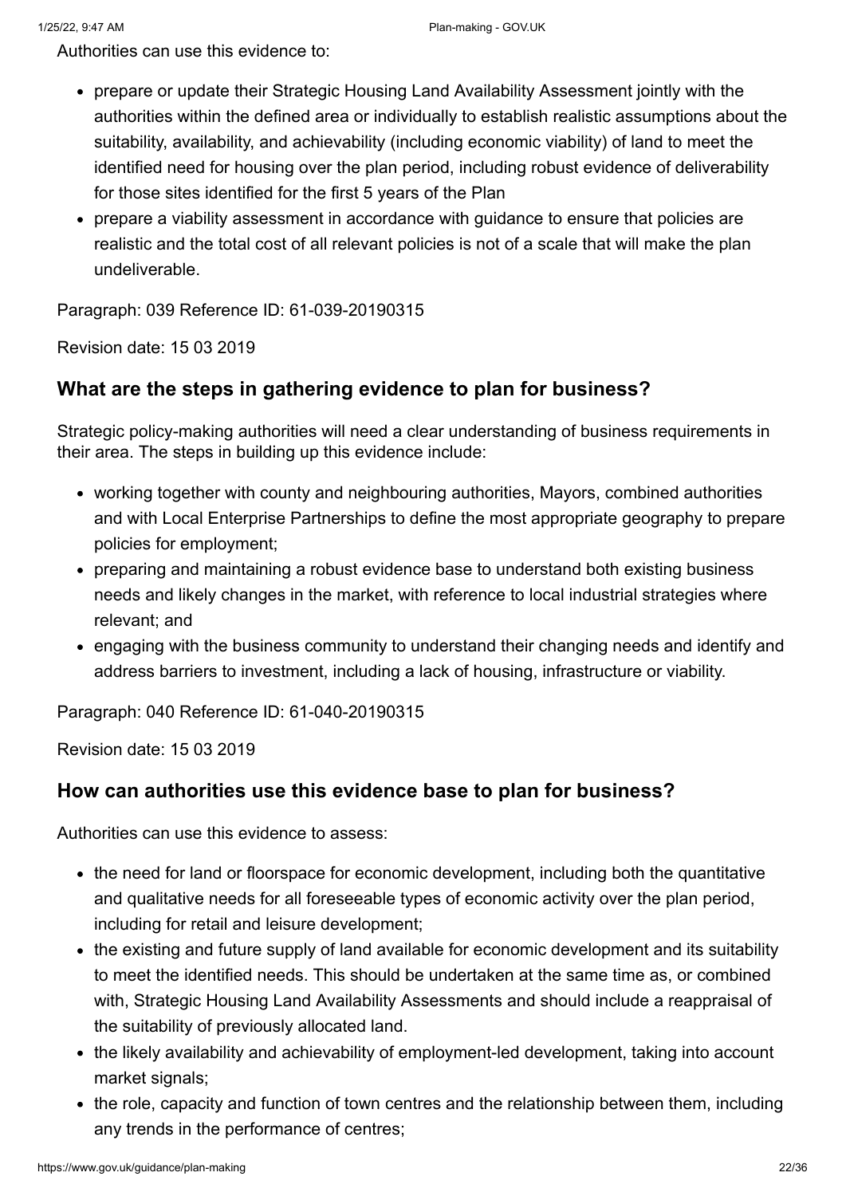Authorities can use this evidence to:

- prepare or update their Strategic Housing Land Availability Assessment jointly with the authorities within the defined area or individually to establish realistic assumptions about the suitability, availability, and achievability (including economic viability) of land to meet the identified need for housing over the plan period, including robust evidence of deliverability for those sites identified for the first 5 years of the Plan
- prepare a viability assessment in accordance with guidance to ensure that policies are realistic and the total cost of all relevant policies is not of a scale that will make the plan undeliverable.

Paragraph: 039 Reference ID: 61-039-20190315

Revision date: 15 03 2019

## What are the steps in gathering evidence to plan for business?

Strategic policy-making authorities will need a clear understanding of business requirements in their area. The steps in building up this evidence include:

- working together with county and neighbouring authorities, Mayors, combined authorities and with Local Enterprise Partnerships to define the most appropriate geography to prepare policies for employment;
- preparing and maintaining a robust evidence base to understand both existing business needs and likely changes in the market, with reference to local industrial strategies where relevant; and
- engaging with the business community to understand their changing needs and identify and address barriers to investment, including a lack of housing, infrastructure or viability.

Paragraph: 040 Reference ID: 61-040-20190315

Revision date: 15 03 2019

## How can authorities use this evidence base to plan for business?

Authorities can use this evidence to assess:

- the need for land or floorspace for economic development, including both the quantitative and qualitative needs for all foreseeable types of economic activity over the plan period, including for retail and leisure development;
- the existing and future supply of land available for economic development and its suitability to meet the identified needs. This should be undertaken at the same time as, or combined with, Strategic Housing Land Availability Assessments and should include a reappraisal of the suitability of previously allocated land.
- the likely availability and achievability of employment-led development, taking into account market signals;
- the role, capacity and function of town centres and the relationship between them, including any trends in the performance of centres;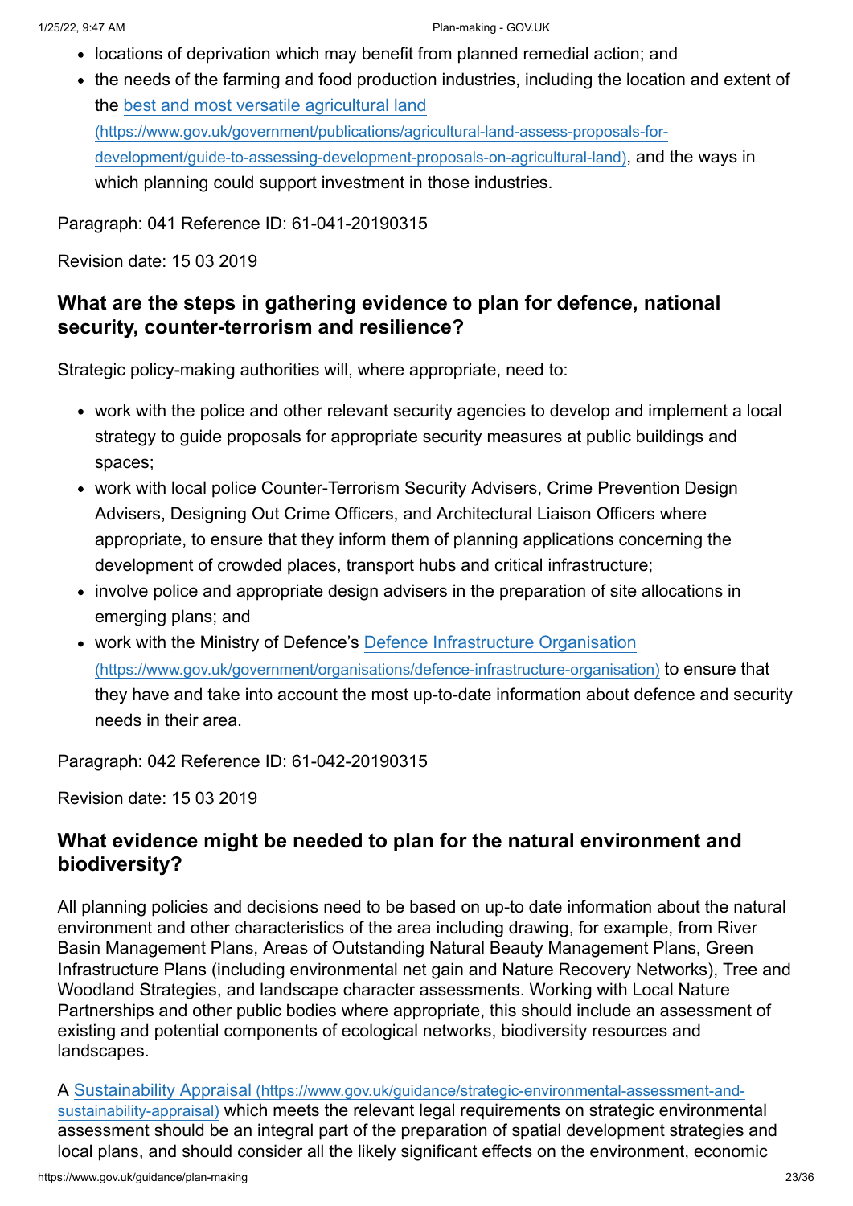- locations of deprivation which may benefit from planned remedial action; and
- the needs of the farming and food production industries, including the location and extent of the [best and most versatile agricultural land (https://www.gov.uk/government/publications/agricultural-land-assess-proposals-for-development/guide-to-assessing-development-proposals-on-agricultural-land)](https://www.gov.uk/government/publications/agricultural-land-assess-proposals-for-development/guide-to-assessing-development-proposals-on-agricultural-land), and the ways in which planning could support investment in those industries.

Paragraph: 041 Reference ID: 61-041-20190315

Revision date: 15 03 2019

## What are the steps in gathering evidence to plan for defence, national security, counter-terrorism and resilience?

Strategic policy-making authorities will, where appropriate, need to:

- work with the police and other relevant security agencies to develop and implement a local strategy to guide proposals for appropriate security measures at public buildings and spaces;
- work with local police Counter-Terrorism Security Advisers, Crime Prevention Design Advisers, Designing Out Crime Officers, and Architectural Liaison Officers where appropriate, to ensure that they inform them of planning applications concerning the development of crowded places, transport hubs and critical infrastructure;
- involve police and appropriate design advisers in the preparation of site allocations in emerging plans; and
- work with the Ministry of Defence's [Defence Infrastructure Organisation (https://www.gov.uk/government/organisations/defence-infrastructure-organisation)](https://www.gov.uk/government/organisations/defence-infrastructure-organisation) to ensure that they have and take into account the most up-to-date information about defence and security needs in their area.

Paragraph: 042 Reference ID: 61-042-20190315

Revision date: 15 03 2019

## What evidence might be needed to plan for the natural environment and biodiversity?

All planning policies and decisions need to be based on up-to date information about the natural environment and other characteristics of the area including drawing, for example, from River Basin Management Plans, Areas of Outstanding Natural Beauty Management Plans, Green Infrastructure Plans (including environmental net gain and Nature Recovery Networks), Tree and Woodland Strategies, and landscape character assessments. Working with Local Nature Partnerships and other public bodies where appropriate, this should include an assessment of existing and potential components of ecological networks, biodiversity resources and landscapes.

A [Sustainability Appraisal (https://www.gov.uk/guidance/strategic-environmental-assessment-and-sustainability-appraisal)](https://www.gov.uk/guidance/strategic-environmental-assessment-and-sustainability-appraisal) which meets the relevant legal requirements on strategic environmental assessment should be an integral part of the preparation of spatial development strategies and local plans, and should consider all the likely significant effects on the environment, economic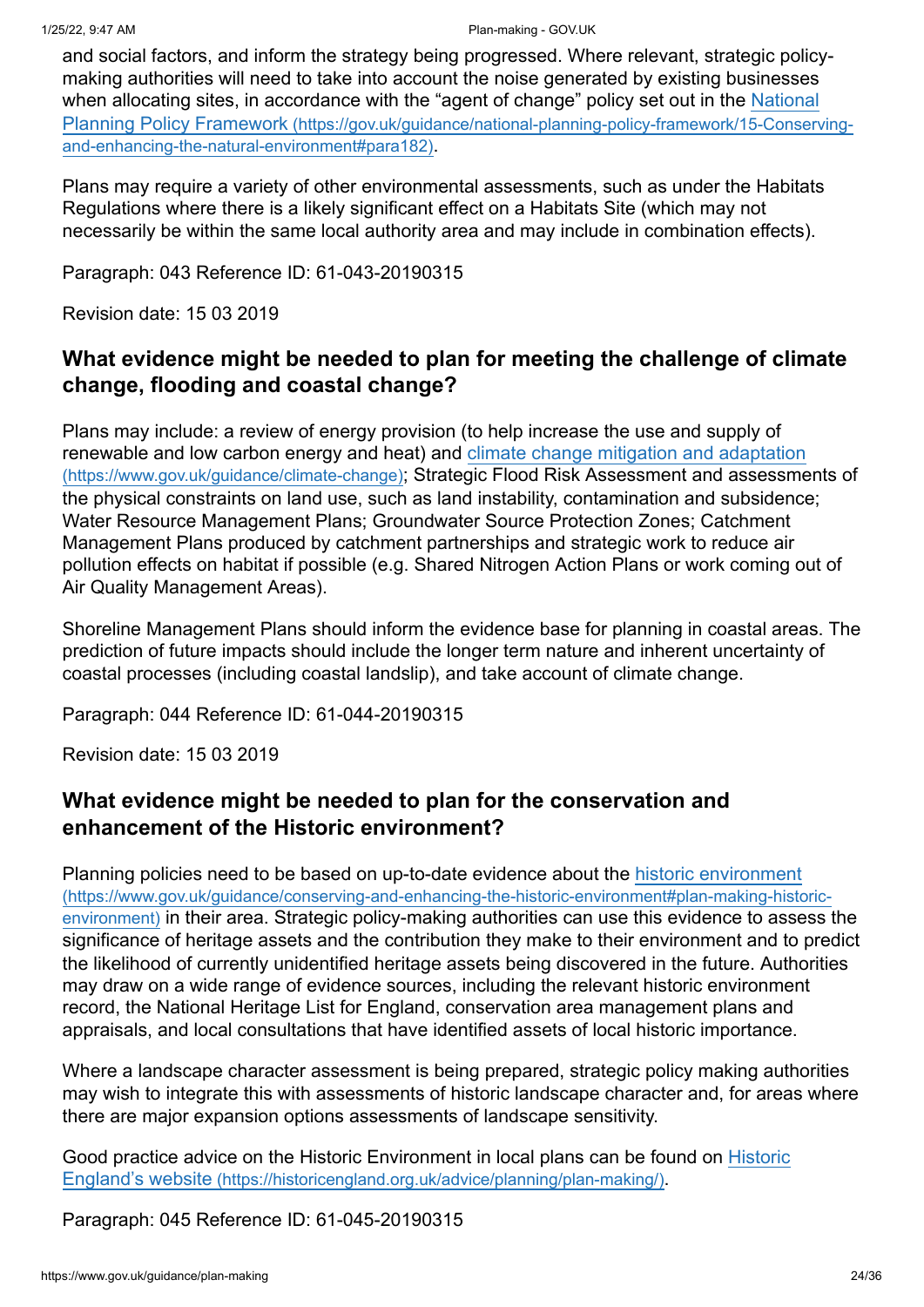and social factors, and inform the strategy being progressed. Where relevant, strategic policy-making authorities will need to take into account the noise generated by existing businesses when allocating sites, in accordance with the "agent of change" policy set out in the [National Planning Policy Framework (https://gov.uk/guidance/national-planning-policy-framework/15-Conserving-and-enhancing-the-natural-environment#para182)](https://gov.uk/guidance/national-planning-policy-framework/15-Conserving-and-enhancing-the-natural-environment#para182).

Plans may require a variety of other environmental assessments, such as under the Habitats Regulations where there is a likely significant effect on a Habitats Site (which may not necessarily be within the same local authority area and may include in combination effects).

Paragraph: 043 Reference ID: 61-043-20190315

Revision date: 15 03 2019

### What evidence might be needed to plan for meeting the challenge of climate change, flooding and coastal change?

Plans may include: a review of energy provision (to help increase the use and supply of renewable and low carbon energy and heat) and [climate change mitigation and adaptation (https://www.gov.uk/guidance/climate-change)](https://www.gov.uk/guidance/climate-change); Strategic Flood Risk Assessment and assessments of the physical constraints on land use, such as land instability, contamination and subsidence; Water Resource Management Plans; Groundwater Source Protection Zones; Catchment Management Plans produced by catchment partnerships and strategic work to reduce air pollution effects on habitat if possible (e.g. Shared Nitrogen Action Plans or work coming out of Air Quality Management Areas).

Shoreline Management Plans should inform the evidence base for planning in coastal areas. The prediction of future impacts should include the longer term nature and inherent uncertainty of coastal processes (including coastal landslip), and take account of climate change.

Paragraph: 044 Reference ID: 61-044-20190315

Revision date: 15 03 2019

### What evidence might be needed to plan for the conservation and enhancement of the Historic environment?

Planning policies need to be based on up-to-date evidence about the [historic environment (https://www.gov.uk/guidance/conserving-and-enhancing-the-historic-environment#plan-making-historic-environment)](https://www.gov.uk/guidance/conserving-and-enhancing-the-historic-environment#plan-making-historic-environment) in their area. Strategic policy-making authorities can use this evidence to assess the significance of heritage assets and the contribution they make to their environment and to predict the likelihood of currently unidentified heritage assets being discovered in the future. Authorities may draw on a wide range of evidence sources, including the relevant historic environment record, the National Heritage List for England, conservation area management plans and appraisals, and local consultations that have identified assets of local historic importance.

Where a landscape character assessment is being prepared, strategic policy making authorities may wish to integrate this with assessments of historic landscape character and, for areas where there are major expansion options assessments of landscape sensitivity.

Good practice advice on the Historic Environment in local plans can be found on [Historic England's website (https://historicengland.org.uk/advice/planning/plan-making/)](https://historicengland.org.uk/advice/planning/plan-making/).

Paragraph: 045 Reference ID: 61-045-20190315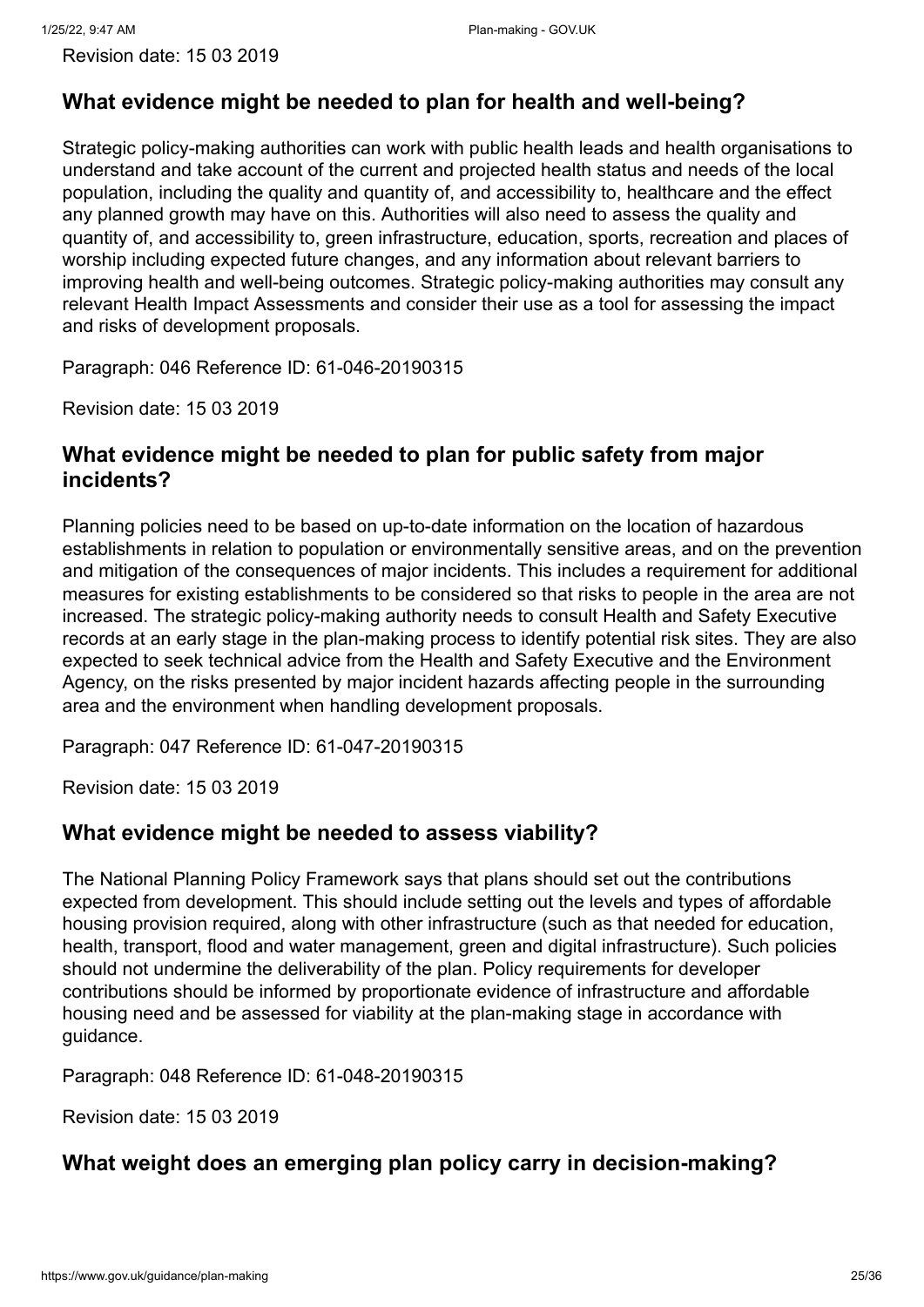Revision date: 15 03 2019

## What evidence might be needed to plan for health and well-being?

Strategic policy-making authorities can work with public health leads and health organisations to understand and take account of the current and projected health status and needs of the local population, including the quality and quantity of, and accessibility to, healthcare and the effect any planned growth may have on this. Authorities will also need to assess the quality and quantity of, and accessibility to, green infrastructure, education, sports, recreation and places of worship including expected future changes, and any information about relevant barriers to improving health and well-being outcomes. Strategic policy-making authorities may consult any relevant Health Impact Assessments and consider their use as a tool for assessing the impact and risks of development proposals.

Paragraph: 046 Reference ID: 61-046-20190315

Revision date: 15 03 2019

## What evidence might be needed to plan for public safety from major incidents?

Planning policies need to be based on up-to-date information on the location of hazardous establishments in relation to population or environmentally sensitive areas, and on the prevention and mitigation of the consequences of major incidents. This includes a requirement for additional measures for existing establishments to be considered so that risks to people in the area are not increased. The strategic policy-making authority needs to consult Health and Safety Executive records at an early stage in the plan-making process to identify potential risk sites. They are also expected to seek technical advice from the Health and Safety Executive and the Environment Agency, on the risks presented by major incident hazards affecting people in the surrounding area and the environment when handling development proposals.

Paragraph: 047 Reference ID: 61-047-20190315

Revision date: 15 03 2019

## What evidence might be needed to assess viability?

The National Planning Policy Framework says that plans should set out the contributions expected from development. This should include setting out the levels and types of affordable housing provision required, along with other infrastructure (such as that needed for education, health, transport, flood and water management, green and digital infrastructure). Such policies should not undermine the deliverability of the plan. Policy requirements for developer contributions should be informed by proportionate evidence of infrastructure and affordable housing need and be assessed for viability at the plan-making stage in accordance with guidance.

Paragraph: 048 Reference ID: 61-048-20190315

Revision date: 15 03 2019

## What weight does an emerging plan policy carry in decision-making?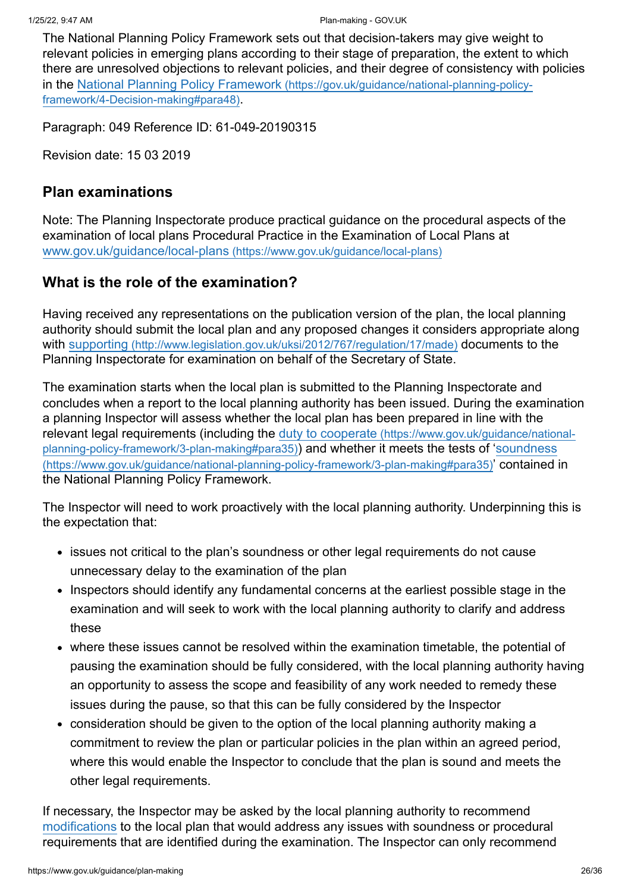The National Planning Policy Framework sets out that decision-takers may give weight to relevant policies in emerging plans according to their stage of preparation, the extent to which there are unresolved objections to relevant policies, and their degree of consistency with policies in the [National Planning Policy Framework (https://gov.uk/guidance/national-planning-policy-framework/4-Decision-making#para48)](https://gov.uk/guidance/national-planning-policy-framework/4-Decision-making#para48).

Paragraph: 049 Reference ID: 61-049-20190315

Revision date: 15 03 2019

## Plan examinations

Note: The Planning Inspectorate produce practical guidance on the procedural aspects of the examination of local plans Procedural Practice in the Examination of Local Plans at [www.gov.uk/guidance/local-plans (https://www.gov.uk/guidance/local-plans)](https://www.gov.uk/guidance/local-plans)

## What is the role of the examination?

Having received any representations on the publication version of the plan, the local planning authority should submit the local plan and any proposed changes it considers appropriate along with [supporting (http://www.legislation.gov.uk/uksi/2012/767/regulation/17/made)](http://www.legislation.gov.uk/uksi/2012/767/regulation/17/made) documents to the Planning Inspectorate for examination on behalf of the Secretary of State.

The examination starts when the local plan is submitted to the Planning Inspectorate and concludes when a report to the local planning authority has been issued. During the examination a planning Inspector will assess whether the local plan has been prepared in line with the relevant legal requirements (including the [duty to cooperate (https://www.gov.uk/guidance/national-planning-policy-framework/3-plan-making#para35)](https://www.gov.uk/guidance/national-planning-policy-framework/3-plan-making#para35)) and whether it meets the tests of '[soundness (https://www.gov.uk/guidance/national-planning-policy-framework/3-plan-making#para35)](https://www.gov.uk/guidance/national-planning-policy-framework/3-plan-making#para35)' contained in the National Planning Policy Framework.

The Inspector will need to work proactively with the local planning authority. Underpinning this is the expectation that:

- issues not critical to the plan's soundness or other legal requirements do not cause unnecessary delay to the examination of the plan
- Inspectors should identify any fundamental concerns at the earliest possible stage in the examination and will seek to work with the local planning authority to clarify and address these
- where these issues cannot be resolved within the examination timetable, the potential of pausing the examination should be fully considered, with the local planning authority having an opportunity to assess the scope and feasibility of any work needed to remedy these issues during the pause, so that this can be fully considered by the Inspector
- consideration should be given to the option of the local planning authority making a commitment to review the plan or particular policies in the plan within an agreed period, where this would enable the Inspector to conclude that the plan is sound and meets the other legal requirements.

If necessary, the Inspector may be asked by the local planning authority to recommend modifications to the local plan that would address any issues with soundness or procedural requirements that are identified during the examination. The Inspector can only recommend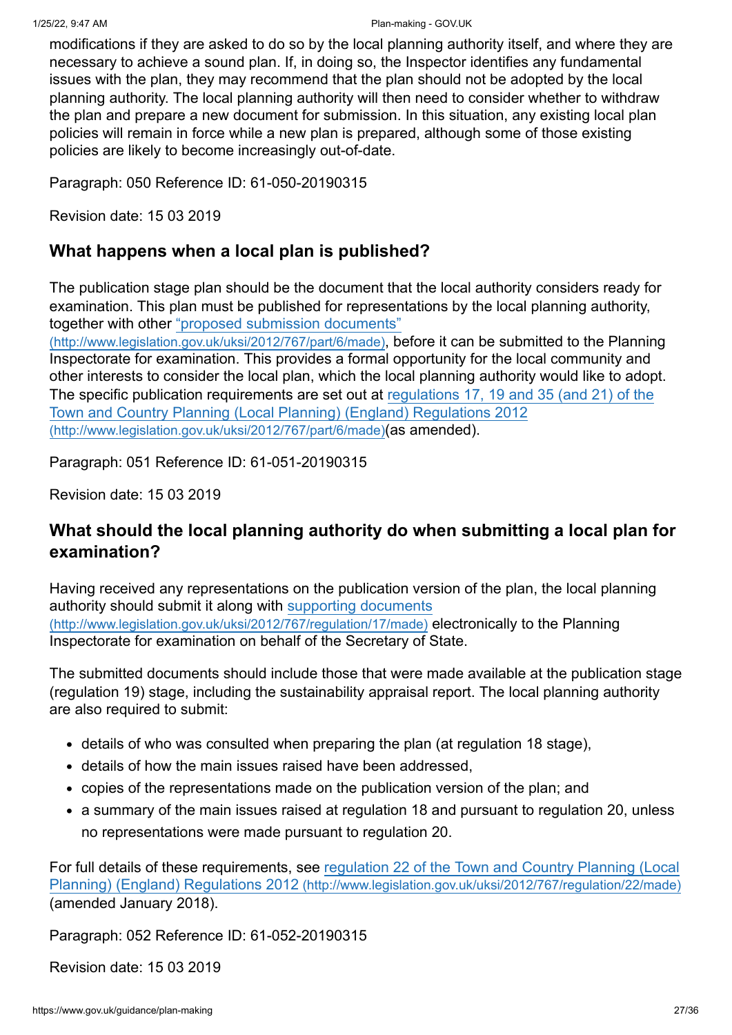modifications if they are asked to do so by the local planning authority itself, and where they are necessary to achieve a sound plan. If, in doing so, the Inspector identifies any fundamental issues with the plan, they may recommend that the plan should not be adopted by the local planning authority. The local planning authority will then need to consider whether to withdraw the plan and prepare a new document for submission. In this situation, any existing local plan policies will remain in force while a new plan is prepared, although some of those existing policies are likely to become increasingly out-of-date.

Paragraph: 050 Reference ID: 61-050-20190315

Revision date: 15 03 2019

## What happens when a local plan is published?

The publication stage plan should be the document that the local authority considers ready for examination. This plan must be published for representations by the local planning authority, together with other "proposed submission documents" (http://www.legislation.gov.uk/uksi/2012/767/part/6/made), before it can be submitted to the Planning Inspectorate for examination. This provides a formal opportunity for the local community and other interests to consider the local plan, which the local planning authority would like to adopt. The specific publication requirements are set out at regulations 17, 19 and 35 (and 21) of the Town and Country Planning (Local Planning) (England) Regulations 2012 (http://www.legislation.gov.uk/uksi/2012/767/part/6/made)(as amended).

Paragraph: 051 Reference ID: 61-051-20190315

Revision date: 15 03 2019

## What should the local planning authority do when submitting a local plan for examination?

Having received any representations on the publication version of the plan, the local planning authority should submit it along with supporting documents (http://www.legislation.gov.uk/uksi/2012/767/regulation/17/made) electronically to the Planning Inspectorate for examination on behalf of the Secretary of State.

The submitted documents should include those that were made available at the publication stage (regulation 19) stage, including the sustainability appraisal report. The local planning authority are also required to submit:

- details of who was consulted when preparing the plan (at regulation 18 stage),
- details of how the main issues raised have been addressed,
- copies of the representations made on the publication version of the plan; and
- a summary of the main issues raised at regulation 18 and pursuant to regulation 20, unless no representations were made pursuant to regulation 20.

For full details of these requirements, see regulation 22 of the Town and Country Planning (Local Planning) (England) Regulations 2012 (http://www.legislation.gov.uk/uksi/2012/767/regulation/22/made) (amended January 2018).

Paragraph: 052 Reference ID: 61-052-20190315

Revision date: 15 03 2019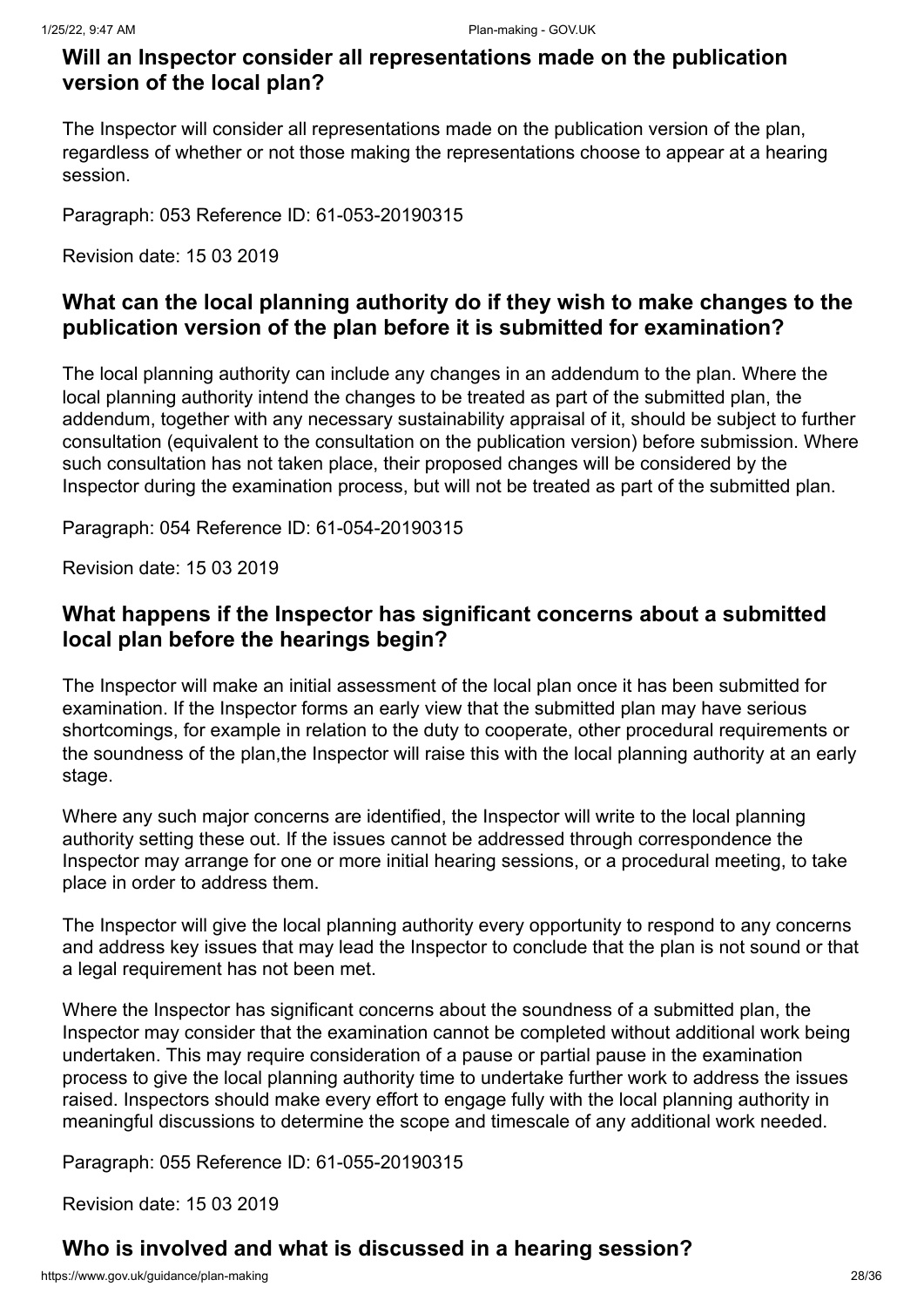## Will an Inspector consider all representations made on the publication version of the local plan?

The Inspector will consider all representations made on the publication version of the plan, regardless of whether or not those making the representations choose to appear at a hearing session.

Paragraph: 053 Reference ID: 61-053-20190315

Revision date: 15 03 2019

## What can the local planning authority do if they wish to make changes to the publication version of the plan before it is submitted for examination?

The local planning authority can include any changes in an addendum to the plan. Where the local planning authority intend the changes to be treated as part of the submitted plan, the addendum, together with any necessary sustainability appraisal of it, should be subject to further consultation (equivalent to the consultation on the publication version) before submission. Where such consultation has not taken place, their proposed changes will be considered by the Inspector during the examination process, but will not be treated as part of the submitted plan.

Paragraph: 054 Reference ID: 61-054-20190315

Revision date: 15 03 2019

## What happens if the Inspector has significant concerns about a submitted local plan before the hearings begin?

The Inspector will make an initial assessment of the local plan once it has been submitted for examination. If the Inspector forms an early view that the submitted plan may have serious shortcomings, for example in relation to the duty to cooperate, other procedural requirements or the soundness of the plan,the Inspector will raise this with the local planning authority at an early stage.

Where any such major concerns are identified, the Inspector will write to the local planning authority setting these out. If the issues cannot be addressed through correspondence the Inspector may arrange for one or more initial hearing sessions, or a procedural meeting, to take place in order to address them.

The Inspector will give the local planning authority every opportunity to respond to any concerns and address key issues that may lead the Inspector to conclude that the plan is not sound or that a legal requirement has not been met.

Where the Inspector has significant concerns about the soundness of a submitted plan, the Inspector may consider that the examination cannot be completed without additional work being undertaken. This may require consideration of a pause or partial pause in the examination process to give the local planning authority time to undertake further work to address the issues raised. Inspectors should make every effort to engage fully with the local planning authority in meaningful discussions to determine the scope and timescale of any additional work needed.

Paragraph: 055 Reference ID: 61-055-20190315

Revision date: 15 03 2019

## Who is involved and what is discussed in a hearing session?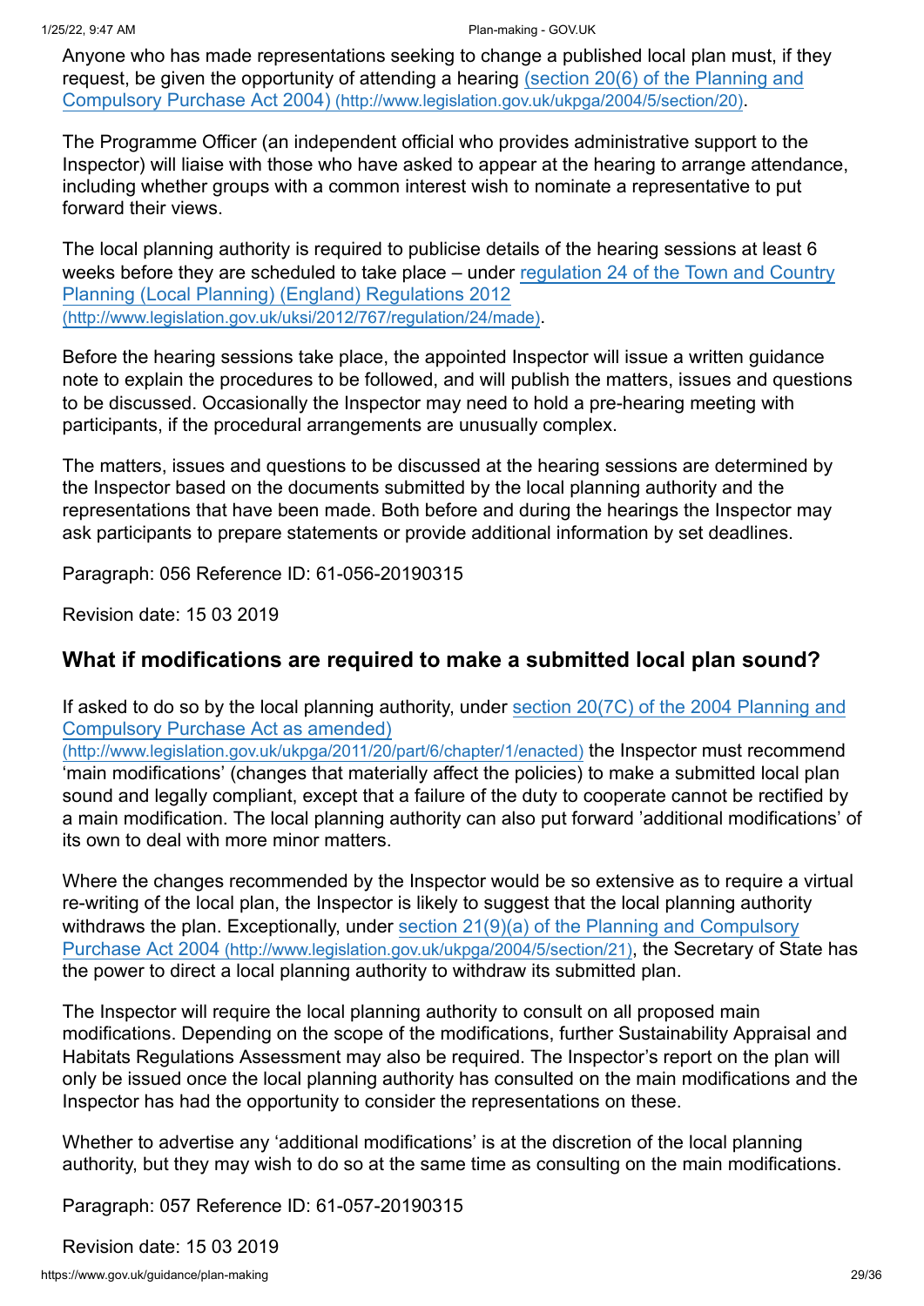Anyone who has made representations seeking to change a published local plan must, if they request, be given the opportunity of attending a hearing [(section 20(6) of the Planning and Compulsory Purchase Act 2004) (http://www.legislation.gov.uk/ukpga/2004/5/section/20)](http://www.legislation.gov.uk/ukpga/2004/5/section/20).

The Programme Officer (an independent official who provides administrative support to the Inspector) will liaise with those who have asked to appear at the hearing to arrange attendance, including whether groups with a common interest wish to nominate a representative to put forward their views.

The local planning authority is required to publicise details of the hearing sessions at least 6 weeks before they are scheduled to take place – under [regulation 24 of the Town and Country Planning (Local Planning) (England) Regulations 2012 (http://www.legislation.gov.uk/uksi/2012/767/regulation/24/made)](http://www.legislation.gov.uk/uksi/2012/767/regulation/24/made).

Before the hearing sessions take place, the appointed Inspector will issue a written guidance note to explain the procedures to be followed, and will publish the matters, issues and questions to be discussed. Occasionally the Inspector may need to hold a pre-hearing meeting with participants, if the procedural arrangements are unusually complex.

The matters, issues and questions to be discussed at the hearing sessions are determined by the Inspector based on the documents submitted by the local planning authority and the representations that have been made. Both before and during the hearings the Inspector may ask participants to prepare statements or provide additional information by set deadlines.

Paragraph: 056 Reference ID: 61-056-20190315

Revision date: 15 03 2019

## What if modifications are required to make a submitted local plan sound?

If asked to do so by the local planning authority, under [section 20(7C) of the 2004 Planning and Compulsory Purchase Act as amended) (http://www.legislation.gov.uk/ukpga/2011/20/part/6/chapter/1/enacted)](http://www.legislation.gov.uk/ukpga/2011/20/part/6/chapter/1/enacted) the Inspector must recommend 'main modifications' (changes that materially affect the policies) to make a submitted local plan sound and legally compliant, except that a failure of the duty to cooperate cannot be rectified by a main modification. The local planning authority can also put forward 'additional modifications' of its own to deal with more minor matters.

Where the changes recommended by the Inspector would be so extensive as to require a virtual re-writing of the local plan, the Inspector is likely to suggest that the local planning authority withdraws the plan. Exceptionally, under [section 21(9)(a) of the Planning and Compulsory Purchase Act 2004 (http://www.legislation.gov.uk/ukpga/2004/5/section/21)](http://www.legislation.gov.uk/ukpga/2004/5/section/21), the Secretary of State has the power to direct a local planning authority to withdraw its submitted plan.

The Inspector will require the local planning authority to consult on all proposed main modifications. Depending on the scope of the modifications, further Sustainability Appraisal and Habitats Regulations Assessment may also be required. The Inspector's report on the plan will only be issued once the local planning authority has consulted on the main modifications and the Inspector has had the opportunity to consider the representations on these.

Whether to advertise any 'additional modifications' is at the discretion of the local planning authority, but they may wish to do so at the same time as consulting on the main modifications.

Paragraph: 057 Reference ID: 61-057-20190315

Revision date: 15 03 2019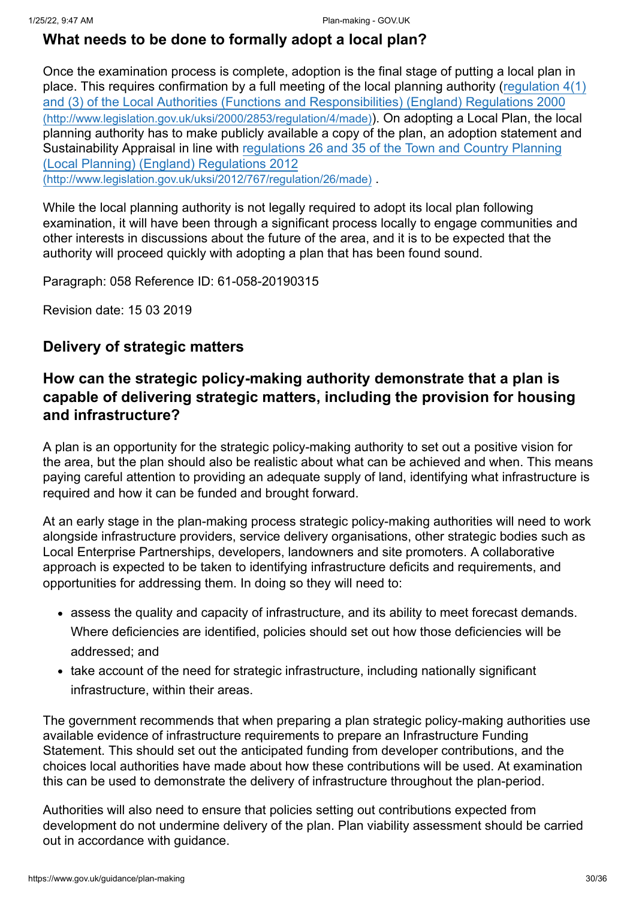### What needs to be done to formally adopt a local plan?

Once the examination process is complete, adoption is the final stage of putting a local plan in place. This requires confirmation by a full meeting of the local planning authority (regulation 4(1) and (3) of the Local Authorities (Functions and Responsibilities) (England) Regulations 2000 (http://www.legislation.gov.uk/uksi/2000/2853/regulation/4/made)). On adopting a Local Plan, the local planning authority has to make publicly available a copy of the plan, an adoption statement and Sustainability Appraisal in line with regulations 26 and 35 of the Town and Country Planning (Local Planning) (England) Regulations 2012 (http://www.legislation.gov.uk/uksi/2012/767/regulation/26/made) .

While the local planning authority is not legally required to adopt its local plan following examination, it will have been through a significant process locally to engage communities and other interests in discussions about the future of the area, and it is to be expected that the authority will proceed quickly with adopting a plan that has been found sound.

Paragraph: 058 Reference ID: 61-058-20190315

Revision date: 15 03 2019

## Delivery of strategic matters

### How can the strategic policy-making authority demonstrate that a plan is capable of delivering strategic matters, including the provision for housing and infrastructure?

A plan is an opportunity for the strategic policy-making authority to set out a positive vision for the area, but the plan should also be realistic about what can be achieved and when. This means paying careful attention to providing an adequate supply of land, identifying what infrastructure is required and how it can be funded and brought forward.

At an early stage in the plan-making process strategic policy-making authorities will need to work alongside infrastructure providers, service delivery organisations, other strategic bodies such as Local Enterprise Partnerships, developers, landowners and site promoters. A collaborative approach is expected to be taken to identifying infrastructure deficits and requirements, and opportunities for addressing them. In doing so they will need to:

- assess the quality and capacity of infrastructure, and its ability to meet forecast demands. Where deficiencies are identified, policies should set out how those deficiencies will be addressed; and
- take account of the need for strategic infrastructure, including nationally significant infrastructure, within their areas.

The government recommends that when preparing a plan strategic policy-making authorities use available evidence of infrastructure requirements to prepare an Infrastructure Funding Statement. This should set out the anticipated funding from developer contributions, and the choices local authorities have made about how these contributions will be used. At examination this can be used to demonstrate the delivery of infrastructure throughout the plan-period.

Authorities will also need to ensure that policies setting out contributions expected from development do not undermine delivery of the plan. Plan viability assessment should be carried out in accordance with guidance.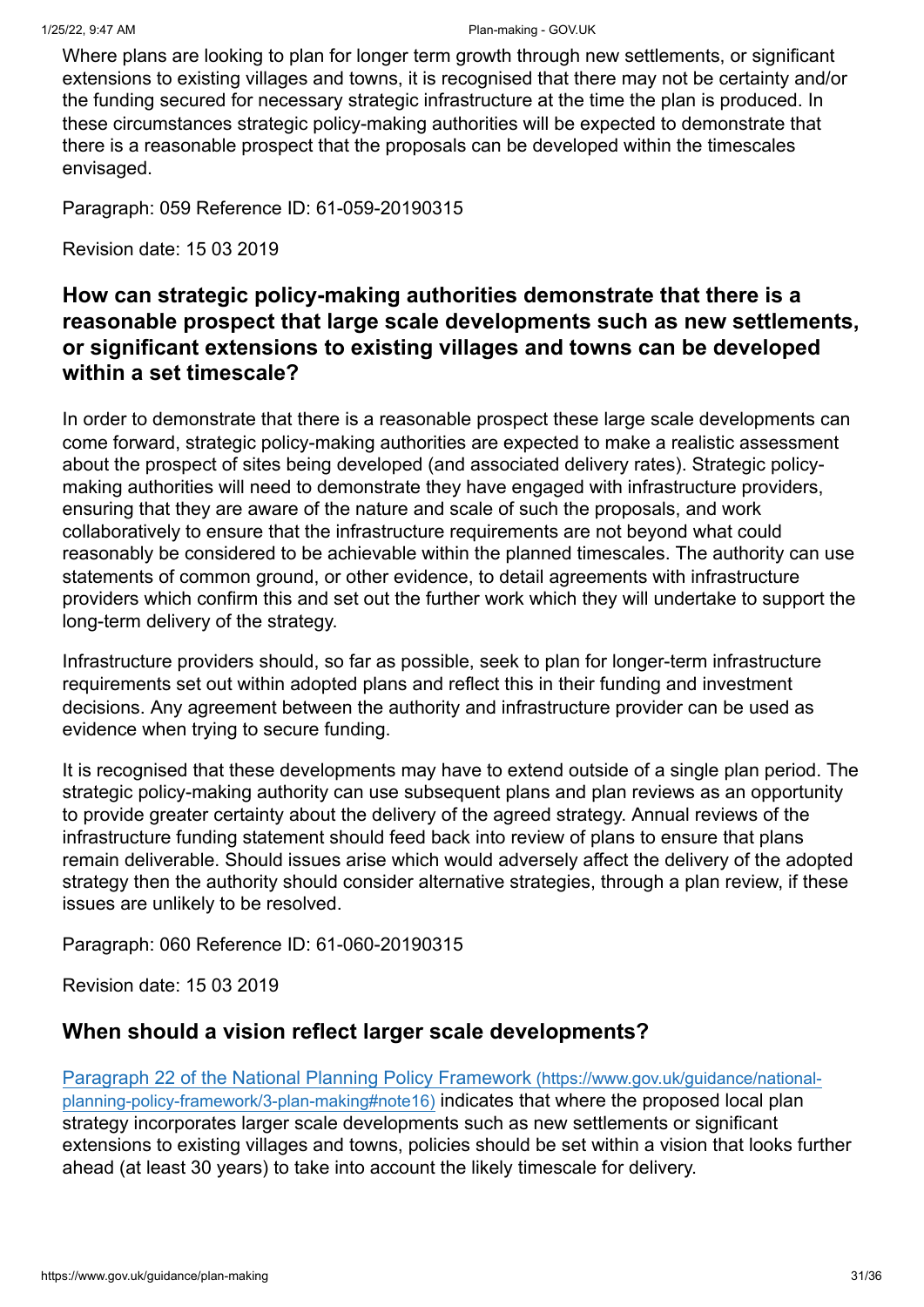Where plans are looking to plan for longer term growth through new settlements, or significant extensions to existing villages and towns, it is recognised that there may not be certainty and/or the funding secured for necessary strategic infrastructure at the time the plan is produced. In these circumstances strategic policy-making authorities will be expected to demonstrate that there is a reasonable prospect that the proposals can be developed within the timescales envisaged.

Paragraph: 059 Reference ID: 61-059-20190315

Revision date: 15 03 2019

### How can strategic policy-making authorities demonstrate that there is a reasonable prospect that large scale developments such as new settlements, or significant extensions to existing villages and towns can be developed within a set timescale?

In order to demonstrate that there is a reasonable prospect these large scale developments can come forward, strategic policy-making authorities are expected to make a realistic assessment about the prospect of sites being developed (and associated delivery rates). Strategic policy-making authorities will need to demonstrate they have engaged with infrastructure providers, ensuring that they are aware of the nature and scale of such the proposals, and work collaboratively to ensure that the infrastructure requirements are not beyond what could reasonably be considered to be achievable within the planned timescales. The authority can use statements of common ground, or other evidence, to detail agreements with infrastructure providers which confirm this and set out the further work which they will undertake to support the long-term delivery of the strategy.

Infrastructure providers should, so far as possible, seek to plan for longer-term infrastructure requirements set out within adopted plans and reflect this in their funding and investment decisions. Any agreement between the authority and infrastructure provider can be used as evidence when trying to secure funding.

It is recognised that these developments may have to extend outside of a single plan period. The strategic policy-making authority can use subsequent plans and plan reviews as an opportunity to provide greater certainty about the delivery of the agreed strategy. Annual reviews of the infrastructure funding statement should feed back into review of plans to ensure that plans remain deliverable. Should issues arise which would adversely affect the delivery of the adopted strategy then the authority should consider alternative strategies, through a plan review, if these issues are unlikely to be resolved.

Paragraph: 060 Reference ID: 61-060-20190315

Revision date: 15 03 2019

### When should a vision reflect larger scale developments?

[Paragraph 22 of the National Planning Policy Framework (https://www.gov.uk/guidance/national-planning-policy-framework/3-plan-making#note16)](https://www.gov.uk/guidance/national-planning-policy-framework/3-plan-making#note16) indicates that where the proposed local plan strategy incorporates larger scale developments such as new settlements or significant extensions to existing villages and towns, policies should be set within a vision that looks further ahead (at least 30 years) to take into account the likely timescale for delivery.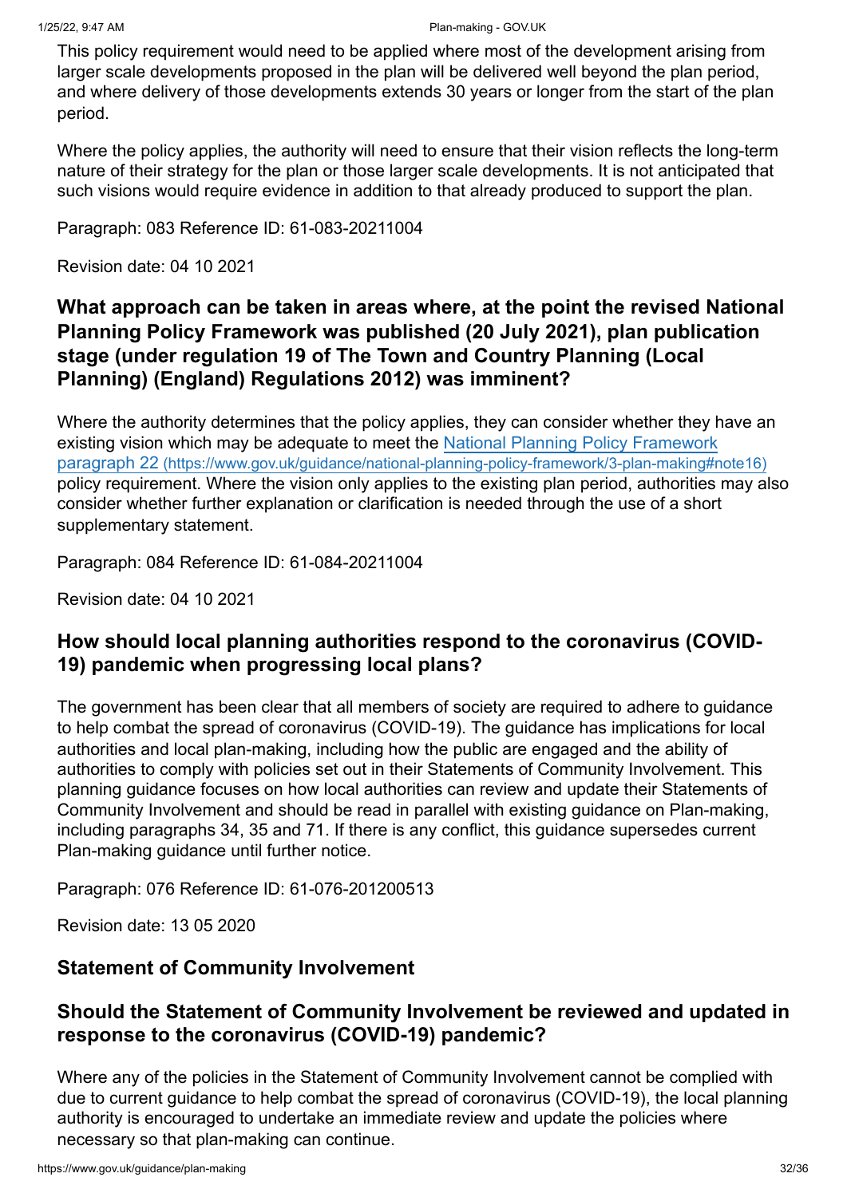This policy requirement would need to be applied where most of the development arising from larger scale developments proposed in the plan will be delivered well beyond the plan period, and where delivery of those developments extends 30 years or longer from the start of the plan period.

Where the policy applies, the authority will need to ensure that their vision reflects the long-term nature of their strategy for the plan or those larger scale developments. It is not anticipated that such visions would require evidence in addition to that already produced to support the plan.

Paragraph: 083 Reference ID: 61-083-20211004

Revision date: 04 10 2021

### What approach can be taken in areas where, at the point the revised National Planning Policy Framework was published (20 July 2021), plan publication stage (under regulation 19 of The Town and Country Planning (Local Planning) (England) Regulations 2012) was imminent?

Where the authority determines that the policy applies, they can consider whether they have an existing vision which may be adequate to meet the [National Planning Policy Framework paragraph 22](https://www.gov.uk/guidance/national-planning-policy-framework/3-plan-making#note16) (https://www.gov.uk/guidance/national-planning-policy-framework/3-plan-making#note16) policy requirement. Where the vision only applies to the existing plan period, authorities may also consider whether further explanation or clarification is needed through the use of a short supplementary statement.

Paragraph: 084 Reference ID: 61-084-20211004

Revision date: 04 10 2021

### How should local planning authorities respond to the coronavirus (COVID-19) pandemic when progressing local plans?

The government has been clear that all members of society are required to adhere to guidance to help combat the spread of coronavirus (COVID-19). The guidance has implications for local authorities and local plan-making, including how the public are engaged and the ability of authorities to comply with policies set out in their Statements of Community Involvement. This planning guidance focuses on how local authorities can review and update their Statements of Community Involvement and should be read in parallel with existing guidance on Plan-making, including paragraphs 34, 35 and 71. If there is any conflict, this guidance supersedes current Plan-making guidance until further notice.

Paragraph: 076 Reference ID: 61-076-201200513

Revision date: 13 05 2020

### Statement of Community Involvement

### Should the Statement of Community Involvement be reviewed and updated in response to the coronavirus (COVID-19) pandemic?

Where any of the policies in the Statement of Community Involvement cannot be complied with due to current guidance to help combat the spread of coronavirus (COVID-19), the local planning authority is encouraged to undertake an immediate review and update the policies where necessary so that plan-making can continue.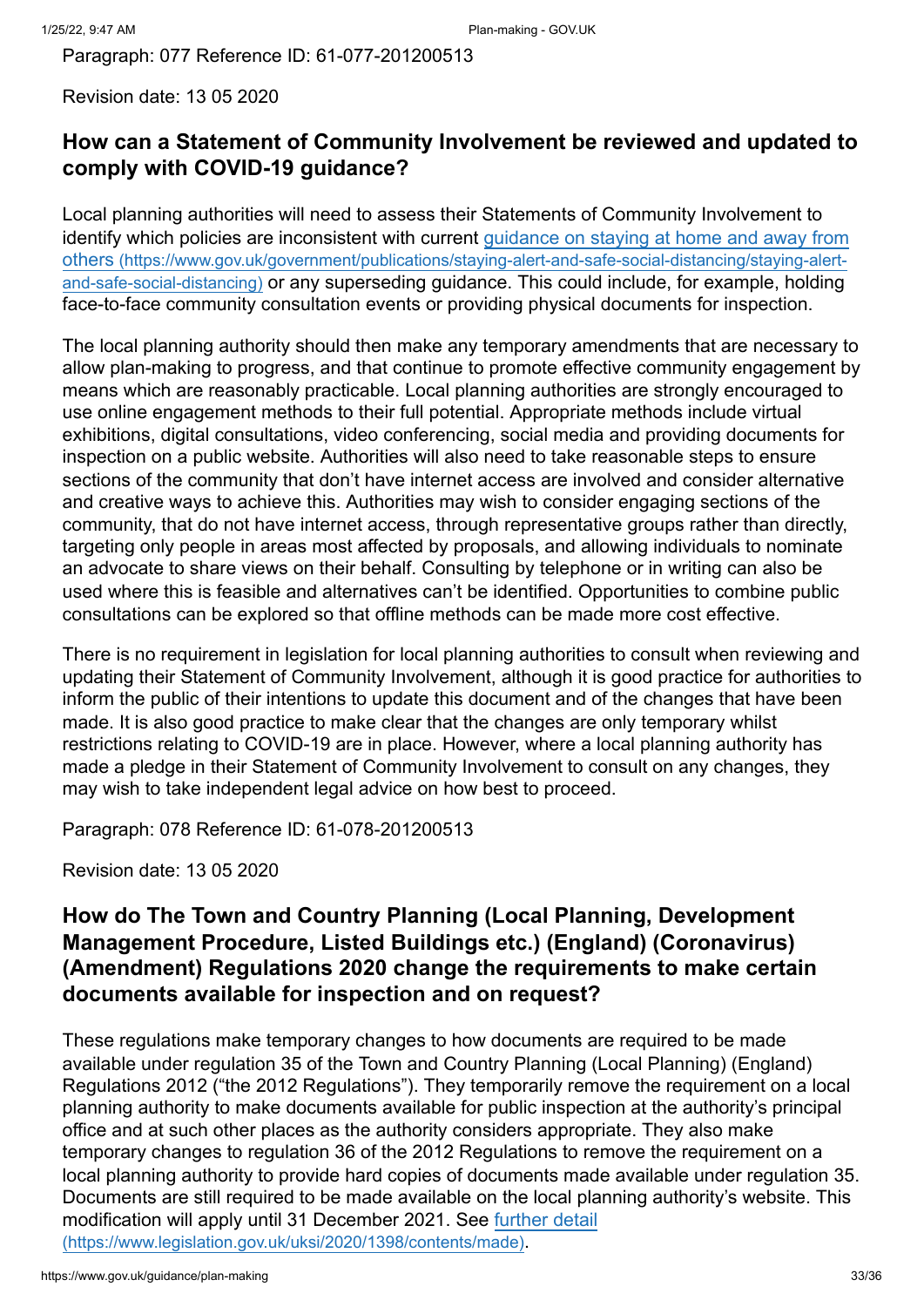Paragraph: 077 Reference ID: 61-077-201200513

Revision date: 13 05 2020

## How can a Statement of Community Involvement be reviewed and updated to comply with COVID-19 guidance?

Local planning authorities will need to assess their Statements of Community Involvement to identify which policies are inconsistent with current [guidance on staying at home and away from others (https://www.gov.uk/government/publications/staying-alert-and-safe-social-distancing/staying-alert-and-safe-social-distancing)](https://www.gov.uk/government/publications/staying-alert-and-safe-social-distancing/staying-alert-and-safe-social-distancing) or any superseding guidance. This could include, for example, holding face-to-face community consultation events or providing physical documents for inspection.

The local planning authority should then make any temporary amendments that are necessary to allow plan-making to progress, and that continue to promote effective community engagement by means which are reasonably practicable. Local planning authorities are strongly encouraged to use online engagement methods to their full potential. Appropriate methods include virtual exhibitions, digital consultations, video conferencing, social media and providing documents for inspection on a public website. Authorities will also need to take reasonable steps to ensure sections of the community that don't have internet access are involved and consider alternative and creative ways to achieve this. Authorities may wish to consider engaging sections of the community, that do not have internet access, through representative groups rather than directly, targeting only people in areas most affected by proposals, and allowing individuals to nominate an advocate to share views on their behalf. Consulting by telephone or in writing can also be used where this is feasible and alternatives can't be identified. Opportunities to combine public consultations can be explored so that offline methods can be made more cost effective.

There is no requirement in legislation for local planning authorities to consult when reviewing and updating their Statement of Community Involvement, although it is good practice for authorities to inform the public of their intentions to update this document and of the changes that have been made. It is also good practice to make clear that the changes are only temporary whilst restrictions relating to COVID-19 are in place. However, where a local planning authority has made a pledge in their Statement of Community Involvement to consult on any changes, they may wish to take independent legal advice on how best to proceed.

Paragraph: 078 Reference ID: 61-078-201200513

Revision date: 13 05 2020

## How do The Town and Country Planning (Local Planning, Development Management Procedure, Listed Buildings etc.) (England) (Coronavirus) (Amendment) Regulations 2020 change the requirements to make certain documents available for inspection and on request?

These regulations make temporary changes to how documents are required to be made available under regulation 35 of the Town and Country Planning (Local Planning) (England) Regulations 2012 ("the 2012 Regulations"). They temporarily remove the requirement on a local planning authority to make documents available for public inspection at the authority's principal office and at such other places as the authority considers appropriate. They also make temporary changes to regulation 36 of the 2012 Regulations to remove the requirement on a local planning authority to provide hard copies of documents made available under regulation 35. Documents are still required to be made available on the local planning authority's website. This modification will apply until 31 December 2021. See [further detail (https://www.legislation.gov.uk/uksi/2020/1398/contents/made)](https://www.legislation.gov.uk/uksi/2020/1398/contents/made).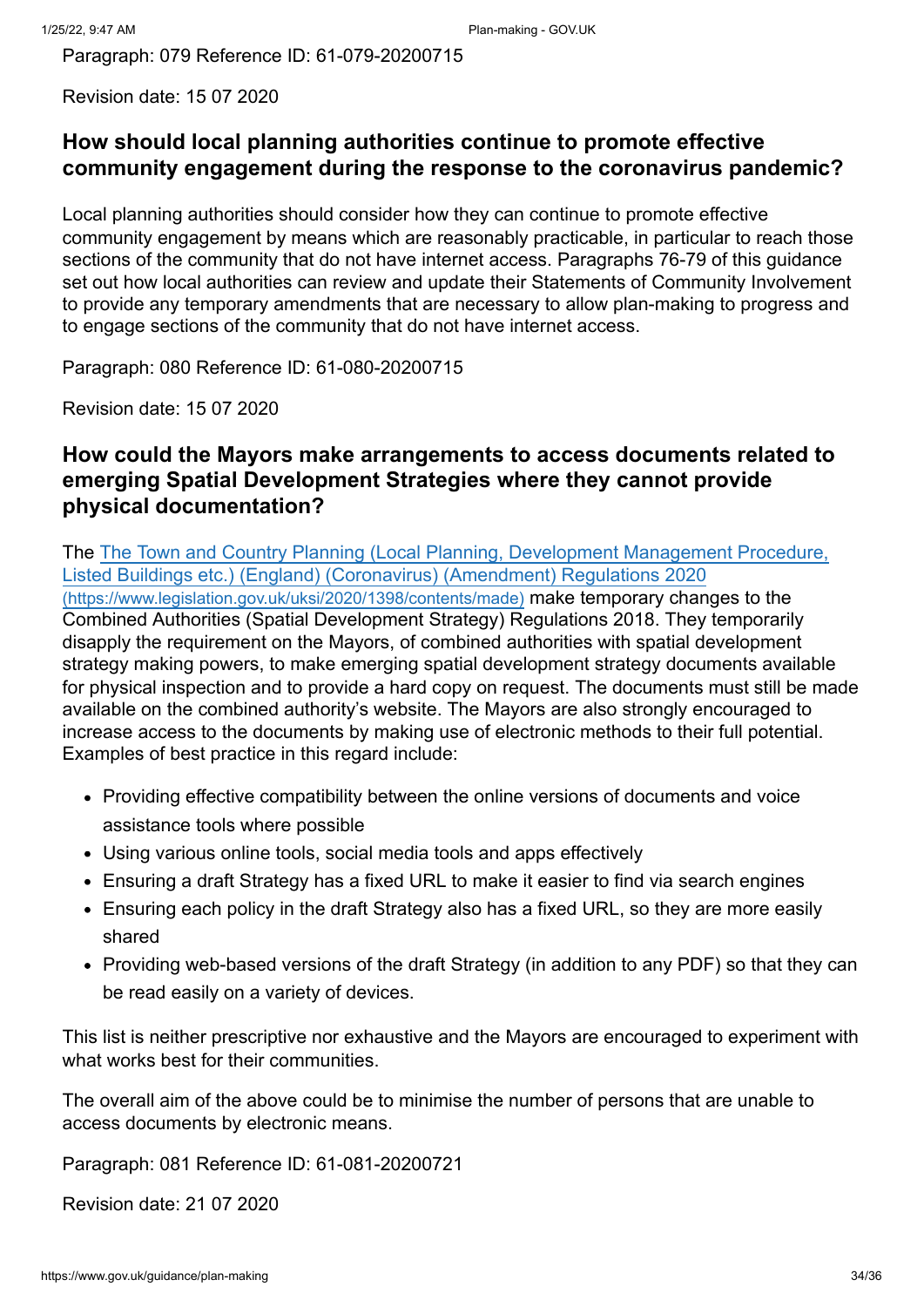Paragraph: 079 Reference ID: 61-079-20200715

Revision date: 15 07 2020

### How should local planning authorities continue to promote effective community engagement during the response to the coronavirus pandemic?

Local planning authorities should consider how they can continue to promote effective community engagement by means which are reasonably practicable, in particular to reach those sections of the community that do not have internet access. Paragraphs 76-79 of this guidance set out how local authorities can review and update their Statements of Community Involvement to provide any temporary amendments that are necessary to allow plan-making to progress and to engage sections of the community that do not have internet access.

Paragraph: 080 Reference ID: 61-080-20200715

Revision date: 15 07 2020

### How could the Mayors make arrangements to access documents related to emerging Spatial Development Strategies where they cannot provide physical documentation?

The [The Town and Country Planning (Local Planning, Development Management Procedure, Listed Buildings etc.) (England) (Coronavirus) (Amendment) Regulations 2020 (https://www.legislation.gov.uk/uksi/2020/1398/contents/made)](https://www.legislation.gov.uk/uksi/2020/1398/contents/made) make temporary changes to the Combined Authorities (Spatial Development Strategy) Regulations 2018. They temporarily disapply the requirement on the Mayors, of combined authorities with spatial development strategy making powers, to make emerging spatial development strategy documents available for physical inspection and to provide a hard copy on request. The documents must still be made available on the combined authority's website. The Mayors are also strongly encouraged to increase access to the documents by making use of electronic methods to their full potential. Examples of best practice in this regard include:

- Providing effective compatibility between the online versions of documents and voice assistance tools where possible
- Using various online tools, social media tools and apps effectively
- Ensuring a draft Strategy has a fixed URL to make it easier to find via search engines
- Ensuring each policy in the draft Strategy also has a fixed URL, so they are more easily shared
- Providing web-based versions of the draft Strategy (in addition to any PDF) so that they can be read easily on a variety of devices.

This list is neither prescriptive nor exhaustive and the Mayors are encouraged to experiment with what works best for their communities.

The overall aim of the above could be to minimise the number of persons that are unable to access documents by electronic means.

Paragraph: 081 Reference ID: 61-081-20200721

Revision date: 21 07 2020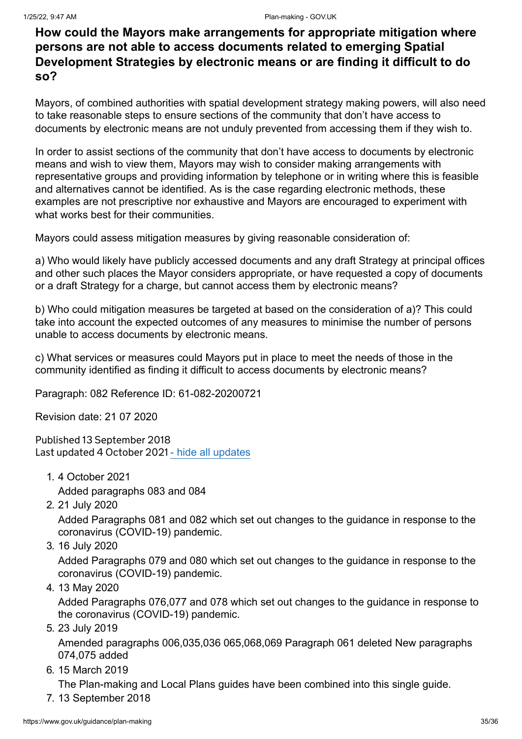### How could the Mayors make arrangements for appropriate mitigation where persons are not able to access documents related to emerging Spatial Development Strategies by electronic means or are finding it difficult to do so?

Mayors, of combined authorities with spatial development strategy making powers, will also need to take reasonable steps to ensure sections of the community that don't have access to documents by electronic means are not unduly prevented from accessing them if they wish to.

In order to assist sections of the community that don't have access to documents by electronic means and wish to view them, Mayors may wish to consider making arrangements with representative groups and providing information by telephone or in writing where this is feasible and alternatives cannot be identified. As is the case regarding electronic methods, these examples are not prescriptive nor exhaustive and Mayors are encouraged to experiment with what works best for their communities.

Mayors could assess mitigation measures by giving reasonable consideration of:

a) Who would likely have publicly accessed documents and any draft Strategy at principal offices and other such places the Mayor considers appropriate, or have requested a copy of documents or a draft Strategy for a charge, but cannot access them by electronic means?

b) Who could mitigation measures be targeted at based on the consideration of a)? This could take into account the expected outcomes of any measures to minimise the number of persons unable to access documents by electronic means.

c) What services or measures could Mayors put in place to meet the needs of those in the community identified as finding it difficult to access documents by electronic means?

Paragraph: 082 Reference ID: 61-082-20200721

Revision date: 21 07 2020

Published 13 September 2018
Last updated 4 October 2021 - hide all updates

1. 4 October 2021
   Added paragraphs 083 and 084
2. 21 July 2020
   Added Paragraphs 081 and 082 which set out changes to the guidance in response to the coronavirus (COVID-19) pandemic.
3. 16 July 2020
   Added Paragraphs 079 and 080 which set out changes to the guidance in response to the coronavirus (COVID-19) pandemic.
4. 13 May 2020
   Added Paragraphs 076,077 and 078 which set out changes to the guidance in response to the coronavirus (COVID-19) pandemic.
5. 23 July 2019
   Amended paragraphs 006,035,036 065,068,069 Paragraph 061 deleted New paragraphs 074,075 added
6. 15 March 2019
   The Plan-making and Local Plans guides have been combined into this single guide.
7. 13 September 2018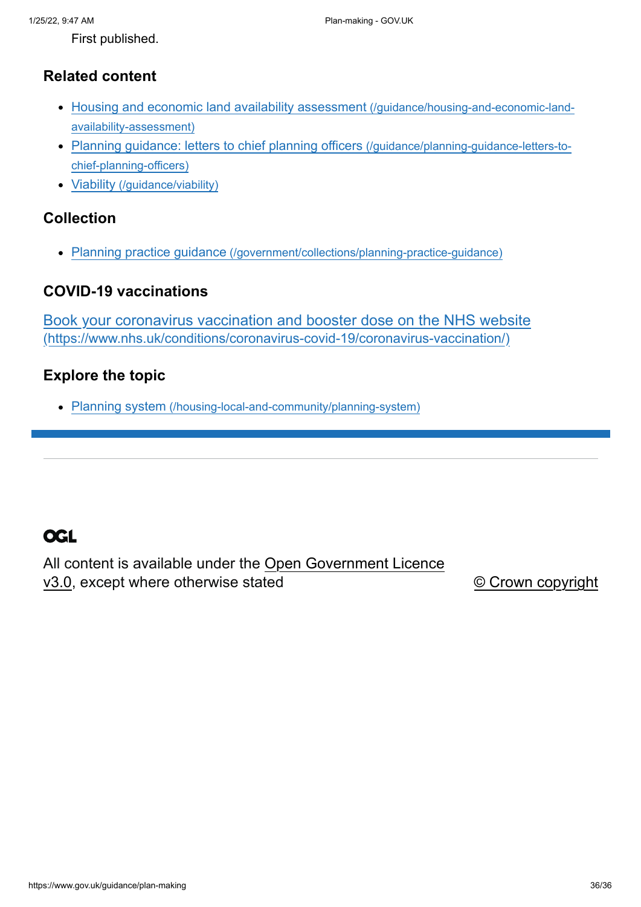First published.

## Related content

- Housing and economic land availability assessment (/guidance/housing-and-economic-land-availability-assessment)
- Planning guidance: letters to chief planning officers (/guidance/planning-guidance-letters-to-chief-planning-officers)
- Viability (/guidance/viability)

## Collection

- Planning practice guidance (/government/collections/planning-practice-guidance)

## COVID-19 vaccinations

Book your coronavirus vaccination and booster dose on the NHS website (https://www.nhs.uk/conditions/coronavirus-covid-19/coronavirus-vaccination/)

## Explore the topic

- Planning system (/housing-local-and-community/planning-system)

---

OGL

All content is available under the Open Government Licence v3.0, except where otherwise stated

© Crown copyright